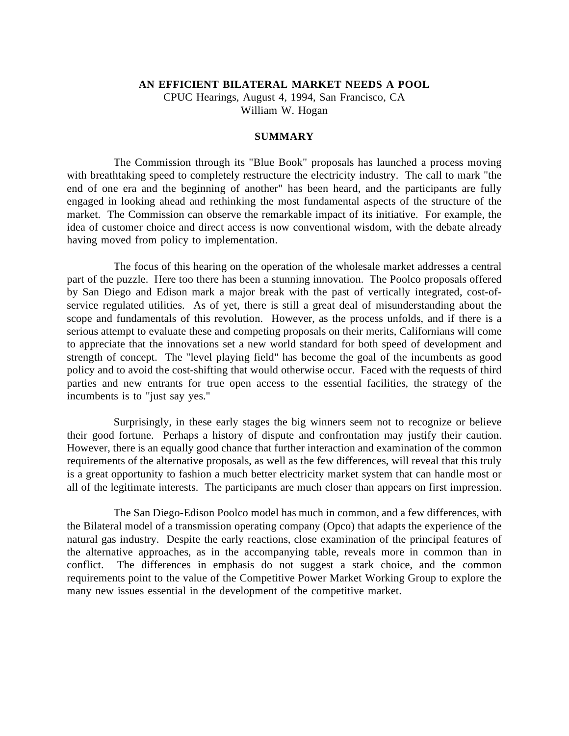# AN EFFICIENT BILATERAL MARKET NEEDS A POOL

CPUC Hearings, August 4, 1994, San Francisco, CA
William W. Hogan

## SUMMARY

The Commission through its "Blue Book" proposals has launched a process moving with breathtaking speed to completely restructure the electricity industry. The call to mark "the end of one era and the beginning of another" has been heard, and the participants are fully engaged in looking ahead and rethinking the most fundamental aspects of the structure of the market. The Commission can observe the remarkable impact of its initiative. For example, the idea of customer choice and direct access is now conventional wisdom, with the debate already having moved from policy to implementation.

The focus of this hearing on the operation of the wholesale market addresses a central part of the puzzle. Here too there has been a stunning innovation. The Poolco proposals offered by San Diego and Edison mark a major break with the past of vertically integrated, cost-of-service regulated utilities. As of yet, there is still a great deal of misunderstanding about the scope and fundamentals of this revolution. However, as the process unfolds, and if there is a serious attempt to evaluate these and competing proposals on their merits, Californians will come to appreciate that the innovations set a new world standard for both speed of development and strength of concept. The "level playing field" has become the goal of the incumbents as good policy and to avoid the cost-shifting that would otherwise occur. Faced with the requests of third parties and new entrants for true open access to the essential facilities, the strategy of the incumbents is to "just say yes."

Surprisingly, in these early stages the big winners seem not to recognize or believe their good fortune. Perhaps a history of dispute and confrontation may justify their caution. However, there is an equally good chance that further interaction and examination of the common requirements of the alternative proposals, as well as the few differences, will reveal that this truly is a great opportunity to fashion a much better electricity market system that can handle most or all of the legitimate interests. The participants are much closer than appears on first impression.

The San Diego-Edison Poolco model has much in common, and a few differences, with the Bilateral model of a transmission operating company (Opco) that adapts the experience of the natural gas industry. Despite the early reactions, close examination of the principal features of the alternative approaches, as in the accompanying table, reveals more in common than in conflict. The differences in emphasis do not suggest a stark choice, and the common requirements point to the value of the Competitive Power Market Working Group to explore the many new issues essential in the development of the competitive market.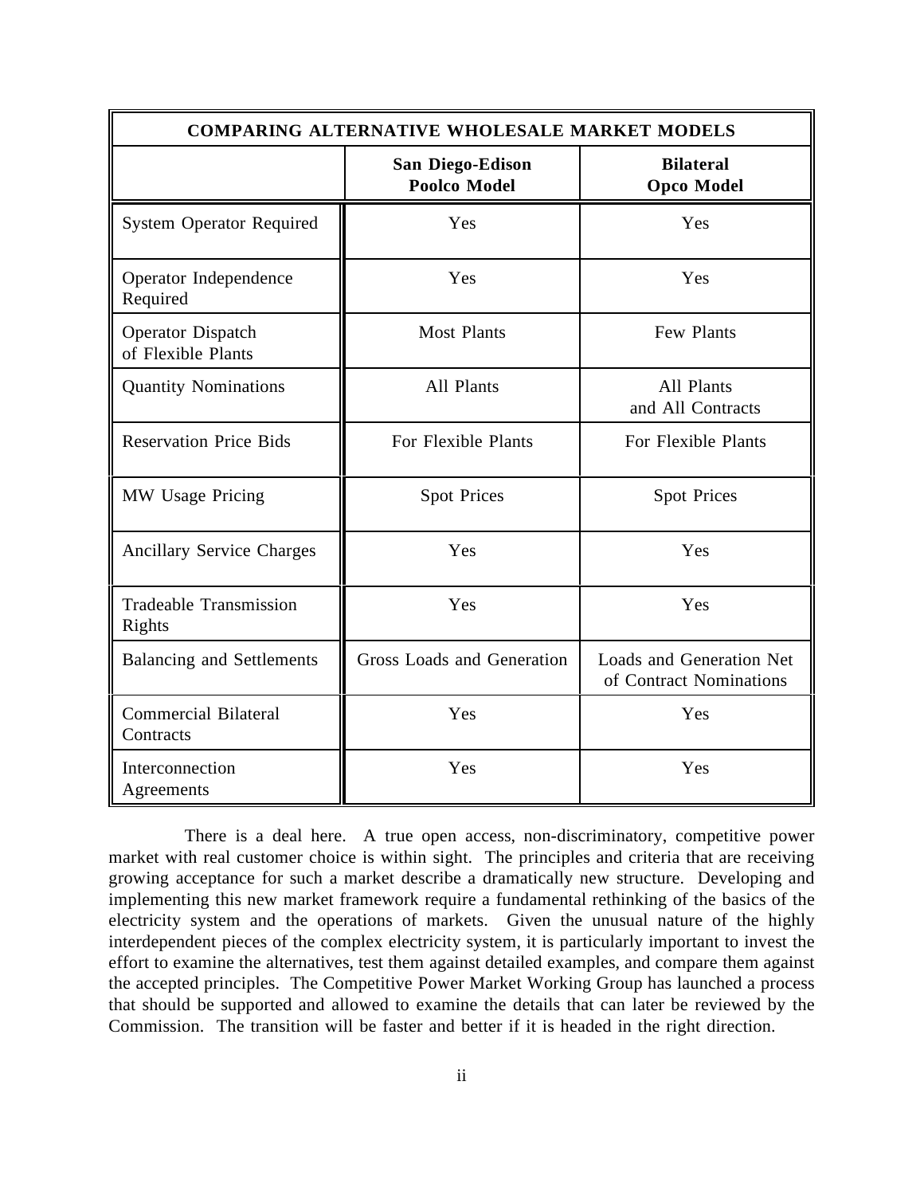| COMPARING ALTERNATIVE WHOLESALE MARKET MODELS | | |
|---|---|---|
| | **San Diego-Edison Poolco Model** | **Bilateral Opco Model** |
| System Operator Required | Yes | Yes |
| Operator Independence Required | Yes | Yes |
| Operator Dispatch of Flexible Plants | Most Plants | Few Plants |
| Quantity Nominations | All Plants | All Plants and All Contracts |
| Reservation Price Bids | For Flexible Plants | For Flexible Plants |
| MW Usage Pricing | Spot Prices | Spot Prices |
| Ancillary Service Charges | Yes | Yes |
| Tradeable Transmission Rights | Yes | Yes |
| Balancing and Settlements | Gross Loads and Generation | Loads and Generation Net of Contract Nominations |
| Commercial Bilateral Contracts | Yes | Yes |
| Interconnection Agreements | Yes | Yes |

There is a deal here. A true open access, non-discriminatory, competitive power market with real customer choice is within sight. The principles and criteria that are receiving growing acceptance for such a market describe a dramatically new structure. Developing and implementing this new market framework require a fundamental rethinking of the basics of the electricity system and the operations of markets. Given the unusual nature of the highly interdependent pieces of the complex electricity system, it is particularly important to invest the effort to examine the alternatives, test them against detailed examples, and compare them against the accepted principles. The Competitive Power Market Working Group has launched a process that should be supported and allowed to examine the details that can later be reviewed by the Commission. The transition will be faster and better if it is headed in the right direction.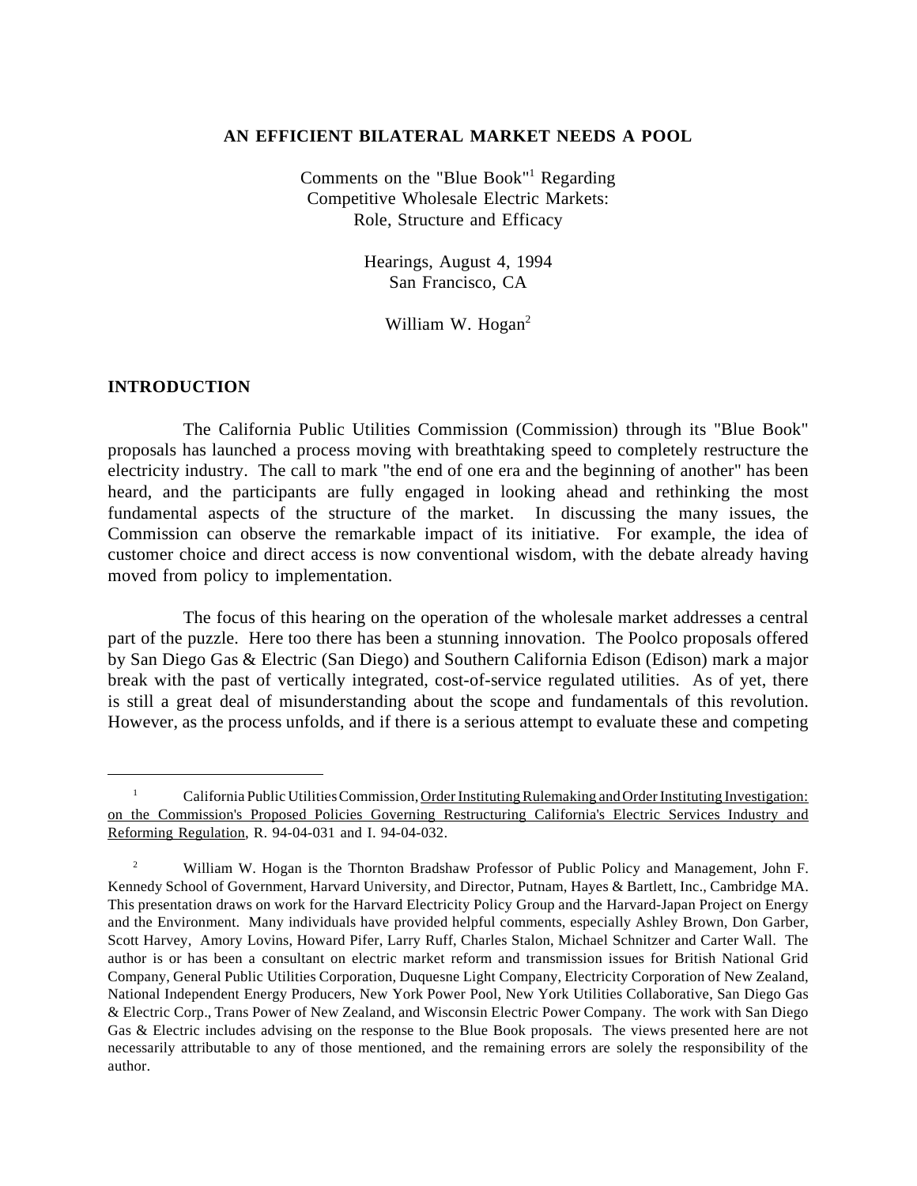**AN EFFICIENT BILATERAL MARKET NEEDS A POOL**

Comments on the "Blue Book"[1] Regarding
Competitive Wholesale Electric Markets:
Role, Structure and Efficacy

Hearings, August 4, 1994
San Francisco, CA

William W. Hogan[2]

## INTRODUCTION

The California Public Utilities Commission (Commission) through its "Blue Book" proposals has launched a process moving with breathtaking speed to completely restructure the electricity industry. The call to mark "the end of one era and the beginning of another" has been heard, and the participants are fully engaged in looking ahead and rethinking the most fundamental aspects of the structure of the market. In discussing the many issues, the Commission can observe the remarkable impact of its initiative. For example, the idea of customer choice and direct access is now conventional wisdom, with the debate already having moved from policy to implementation.

The focus of this hearing on the operation of the wholesale market addresses a central part of the puzzle. Here too there has been a stunning innovation. The Poolco proposals offered by San Diego Gas & Electric (San Diego) and Southern California Edison (Edison) mark a major break with the past of vertically integrated, cost-of-service regulated utilities. As of yet, there is still a great deal of misunderstanding about the scope and fundamentals of this revolution. However, as the process unfolds, and if there is a serious attempt to evaluate these and competing

---

[1] California Public Utilities Commission, Order Instituting Rulemaking and Order Instituting Investigation: on the Commission's Proposed Policies Governing Restructuring California's Electric Services Industry and Reforming Regulation, R. 94-04-031 and I. 94-04-032.

[2] William W. Hogan is the Thornton Bradshaw Professor of Public Policy and Management, John F. Kennedy School of Government, Harvard University, and Director, Putnam, Hayes & Bartlett, Inc., Cambridge MA. This presentation draws on work for the Harvard Electricity Policy Group and the Harvard-Japan Project on Energy and the Environment. Many individuals have provided helpful comments, especially Ashley Brown, Don Garber, Scott Harvey, Amory Lovins, Howard Pifer, Larry Ruff, Charles Stalon, Michael Schnitzer and Carter Wall. The author is or has been a consultant on electric market reform and transmission issues for British National Grid Company, General Public Utilities Corporation, Duquesne Light Company, Electricity Corporation of New Zealand, National Independent Energy Producers, New York Power Pool, New York Utilities Collaborative, San Diego Gas & Electric Corp., Trans Power of New Zealand, and Wisconsin Electric Power Company. The work with San Diego Gas & Electric includes advising on the response to the Blue Book proposals. The views presented here are not necessarily attributable to any of those mentioned, and the remaining errors are solely the responsibility of the author.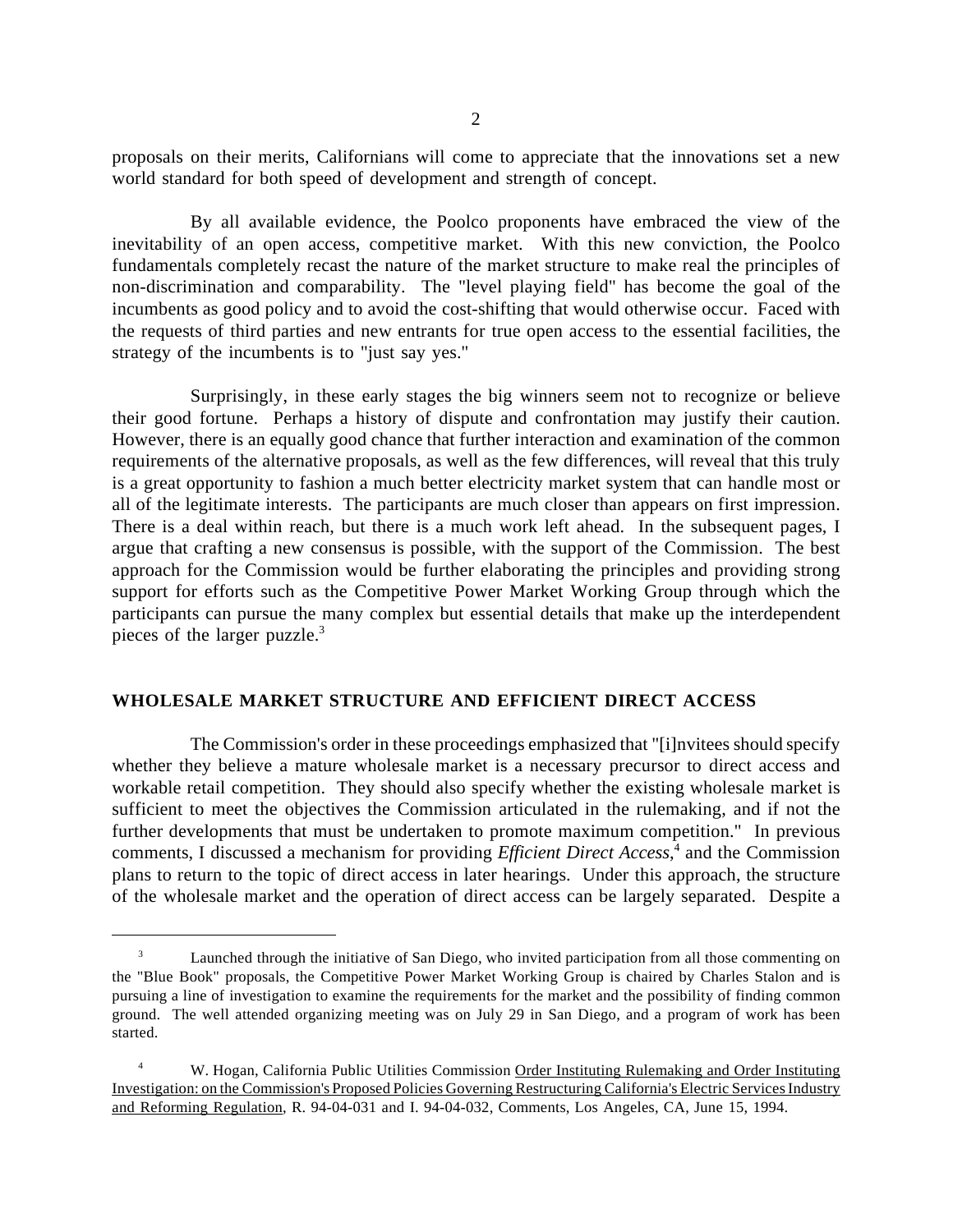proposals on their merits, Californians will come to appreciate that the innovations set a new world standard for both speed of development and strength of concept.

By all available evidence, the Poolco proponents have embraced the view of the inevitability of an open access, competitive market. With this new conviction, the Poolco fundamentals completely recast the nature of the market structure to make real the principles of non-discrimination and comparability. The "level playing field" has become the goal of the incumbents as good policy and to avoid the cost-shifting that would otherwise occur. Faced with the requests of third parties and new entrants for true open access to the essential facilities, the strategy of the incumbents is to "just say yes."

Surprisingly, in these early stages the big winners seem not to recognize or believe their good fortune. Perhaps a history of dispute and confrontation may justify their caution. However, there is an equally good chance that further interaction and examination of the common requirements of the alternative proposals, as well as the few differences, will reveal that this truly is a great opportunity to fashion a much better electricity market system that can handle most or all of the legitimate interests. The participants are much closer than appears on first impression. There is a deal within reach, but there is a much work left ahead. In the subsequent pages, I argue that crafting a new consensus is possible, with the support of the Commission. The best approach for the Commission would be further elaborating the principles and providing strong support for efforts such as the Competitive Power Market Working Group through which the participants can pursue the many complex but essential details that make up the interdependent pieces of the larger puzzle.[3]

## WHOLESALE MARKET STRUCTURE AND EFFICIENT DIRECT ACCESS

The Commission's order in these proceedings emphasized that "[i]nvitees should specify whether they believe a mature wholesale market is a necessary precursor to direct access and workable retail competition. They should also specify whether the existing wholesale market is sufficient to meet the objectives the Commission articulated in the rulemaking, and if not the further developments that must be undertaken to promote maximum competition." In previous comments, I discussed a mechanism for providing *Efficient Direct Access*,[4] and the Commission plans to return to the topic of direct access in later hearings. Under this approach, the structure of the wholesale market and the operation of direct access can be largely separated. Despite a

---

[3] Launched through the initiative of San Diego, who invited participation from all those commenting on the "Blue Book" proposals, the Competitive Power Market Working Group is chaired by Charles Stalon and is pursuing a line of investigation to examine the requirements for the market and the possibility of finding common ground. The well attended organizing meeting was on July 29 in San Diego, and a program of work has been started.

[4] W. Hogan, California Public Utilities Commission Order Instituting Rulemaking and Order Instituting Investigation: on the Commission's Proposed Policies Governing Restructuring California's Electric Services Industry and Reforming Regulation, R. 94-04-031 and I. 94-04-032, Comments, Los Angeles, CA, June 15, 1994.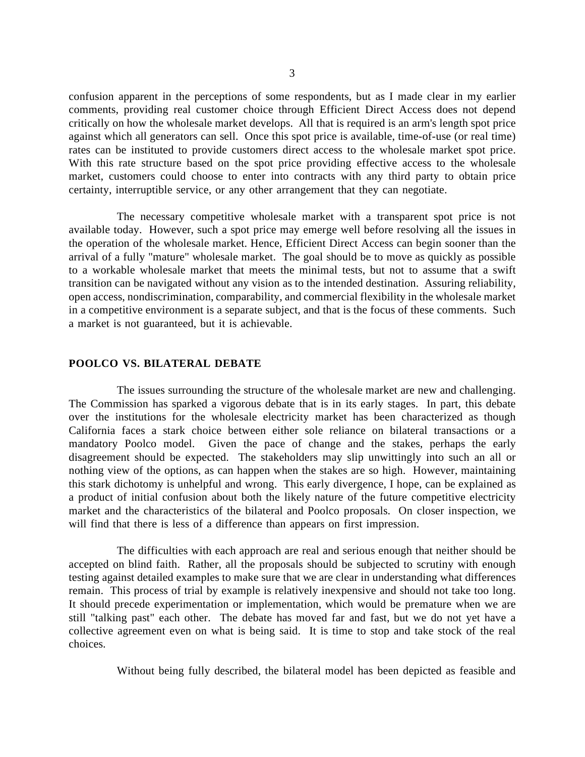confusion apparent in the perceptions of some respondents, but as I made clear in my earlier comments, providing real customer choice through Efficient Direct Access does not depend critically on how the wholesale market develops. All that is required is an arm's length spot price against which all generators can sell. Once this spot price is available, time-of-use (or real time) rates can be instituted to provide customers direct access to the wholesale market spot price. With this rate structure based on the spot price providing effective access to the wholesale market, customers could choose to enter into contracts with any third party to obtain price certainty, interruptible service, or any other arrangement that they can negotiate.

The necessary competitive wholesale market with a transparent spot price is not available today. However, such a spot price may emerge well before resolving all the issues in the operation of the wholesale market. Hence, Efficient Direct Access can begin sooner than the arrival of a fully "mature" wholesale market. The goal should be to move as quickly as possible to a workable wholesale market that meets the minimal tests, but not to assume that a swift transition can be navigated without any vision as to the intended destination. Assuring reliability, open access, nondiscrimination, comparability, and commercial flexibility in the wholesale market in a competitive environment is a separate subject, and that is the focus of these comments. Such a market is not guaranteed, but it is achievable.

## POOLCO VS. BILATERAL DEBATE

The issues surrounding the structure of the wholesale market are new and challenging. The Commission has sparked a vigorous debate that is in its early stages. In part, this debate over the institutions for the wholesale electricity market has been characterized as though California faces a stark choice between either sole reliance on bilateral transactions or a mandatory Poolco model. Given the pace of change and the stakes, perhaps the early disagreement should be expected. The stakeholders may slip unwittingly into such an all or nothing view of the options, as can happen when the stakes are so high. However, maintaining this stark dichotomy is unhelpful and wrong. This early divergence, I hope, can be explained as a product of initial confusion about both the likely nature of the future competitive electricity market and the characteristics of the bilateral and Poolco proposals. On closer inspection, we will find that there is less of a difference than appears on first impression.

The difficulties with each approach are real and serious enough that neither should be accepted on blind faith. Rather, all the proposals should be subjected to scrutiny with enough testing against detailed examples to make sure that we are clear in understanding what differences remain. This process of trial by example is relatively inexpensive and should not take too long. It should precede experimentation or implementation, which would be premature when we are still "talking past" each other. The debate has moved far and fast, but we do not yet have a collective agreement even on what is being said. It is time to stop and take stock of the real choices.

Without being fully described, the bilateral model has been depicted as feasible and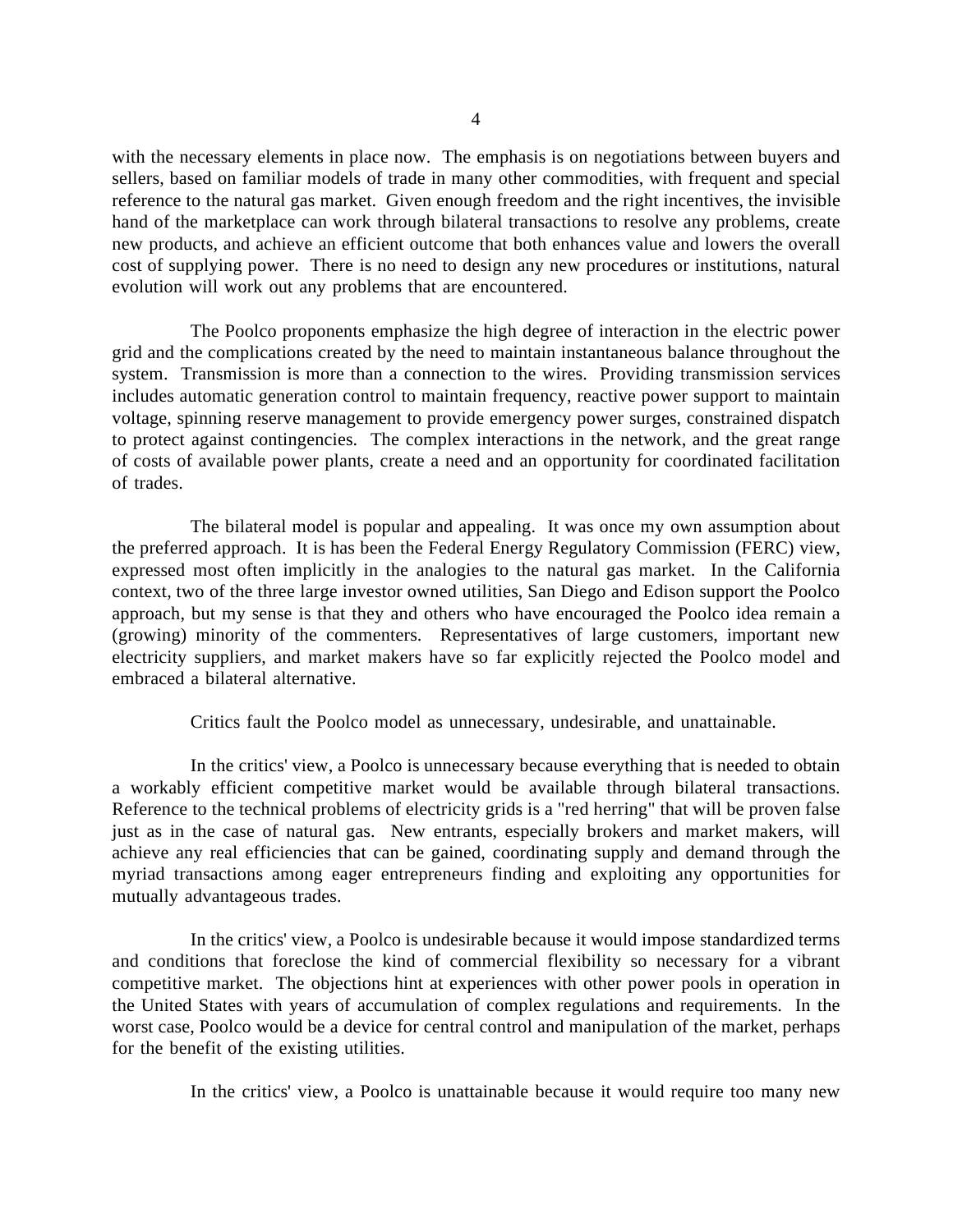with the necessary elements in place now. The emphasis is on negotiations between buyers and sellers, based on familiar models of trade in many other commodities, with frequent and special reference to the natural gas market. Given enough freedom and the right incentives, the invisible hand of the marketplace can work through bilateral transactions to resolve any problems, create new products, and achieve an efficient outcome that both enhances value and lowers the overall cost of supplying power. There is no need to design any new procedures or institutions, natural evolution will work out any problems that are encountered.

The Poolco proponents emphasize the high degree of interaction in the electric power grid and the complications created by the need to maintain instantaneous balance throughout the system. Transmission is more than a connection to the wires. Providing transmission services includes automatic generation control to maintain frequency, reactive power support to maintain voltage, spinning reserve management to provide emergency power surges, constrained dispatch to protect against contingencies. The complex interactions in the network, and the great range of costs of available power plants, create a need and an opportunity for coordinated facilitation of trades.

The bilateral model is popular and appealing. It was once my own assumption about the preferred approach. It is has been the Federal Energy Regulatory Commission (FERC) view, expressed most often implicitly in the analogies to the natural gas market. In the California context, two of the three large investor owned utilities, San Diego and Edison support the Poolco approach, but my sense is that they and others who have encouraged the Poolco idea remain a (growing) minority of the commenters. Representatives of large customers, important new electricity suppliers, and market makers have so far explicitly rejected the Poolco model and embraced a bilateral alternative.

Critics fault the Poolco model as unnecessary, undesirable, and unattainable.

In the critics' view, a Poolco is unnecessary because everything that is needed to obtain a workably efficient competitive market would be available through bilateral transactions. Reference to the technical problems of electricity grids is a "red herring" that will be proven false just as in the case of natural gas. New entrants, especially brokers and market makers, will achieve any real efficiencies that can be gained, coordinating supply and demand through the myriad transactions among eager entrepreneurs finding and exploiting any opportunities for mutually advantageous trades.

In the critics' view, a Poolco is undesirable because it would impose standardized terms and conditions that foreclose the kind of commercial flexibility so necessary for a vibrant competitive market. The objections hint at experiences with other power pools in operation in the United States with years of accumulation of complex regulations and requirements. In the worst case, Poolco would be a device for central control and manipulation of the market, perhaps for the benefit of the existing utilities.

In the critics' view, a Poolco is unattainable because it would require too many new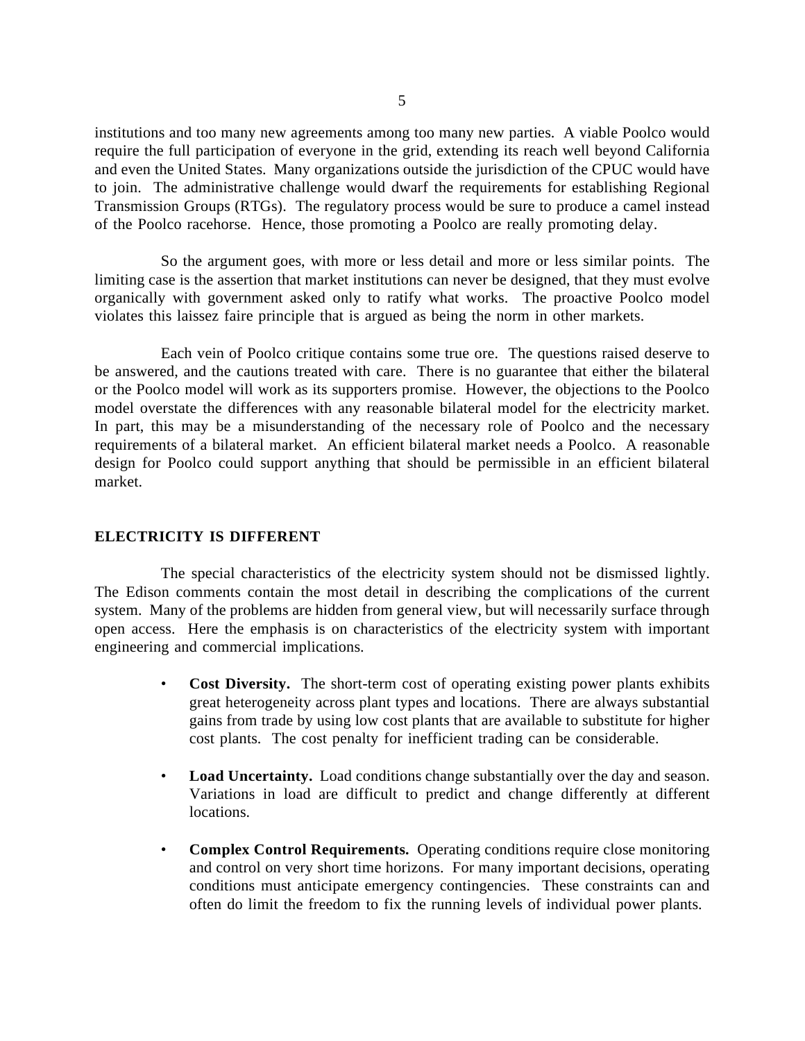institutions and too many new agreements among too many new parties. A viable Poolco would require the full participation of everyone in the grid, extending its reach well beyond California and even the United States. Many organizations outside the jurisdiction of the CPUC would have to join. The administrative challenge would dwarf the requirements for establishing Regional Transmission Groups (RTGs). The regulatory process would be sure to produce a camel instead of the Poolco racehorse. Hence, those promoting a Poolco are really promoting delay.

So the argument goes, with more or less detail and more or less similar points. The limiting case is the assertion that market institutions can never be designed, that they must evolve organically with government asked only to ratify what works. The proactive Poolco model violates this laissez faire principle that is argued as being the norm in other markets.

Each vein of Poolco critique contains some true ore. The questions raised deserve to be answered, and the cautions treated with care. There is no guarantee that either the bilateral or the Poolco model will work as its supporters promise. However, the objections to the Poolco model overstate the differences with any reasonable bilateral model for the electricity market. In part, this may be a misunderstanding of the necessary role of Poolco and the necessary requirements of a bilateral market. An efficient bilateral market needs a Poolco. A reasonable design for Poolco could support anything that should be permissible in an efficient bilateral market.

## ELECTRICITY IS DIFFERENT

The special characteristics of the electricity system should not be dismissed lightly. The Edison comments contain the most detail in describing the complications of the current system. Many of the problems are hidden from general view, but will necessarily surface through open access. Here the emphasis is on characteristics of the electricity system with important engineering and commercial implications.

- **Cost Diversity.** The short-term cost of operating existing power plants exhibits great heterogeneity across plant types and locations. There are always substantial gains from trade by using low cost plants that are available to substitute for higher cost plants. The cost penalty for inefficient trading can be considerable.

- **Load Uncertainty.** Load conditions change substantially over the day and season. Variations in load are difficult to predict and change differently at different locations.

- **Complex Control Requirements.** Operating conditions require close monitoring and control on very short time horizons. For many important decisions, operating conditions must anticipate emergency contingencies. These constraints can and often do limit the freedom to fix the running levels of individual power plants.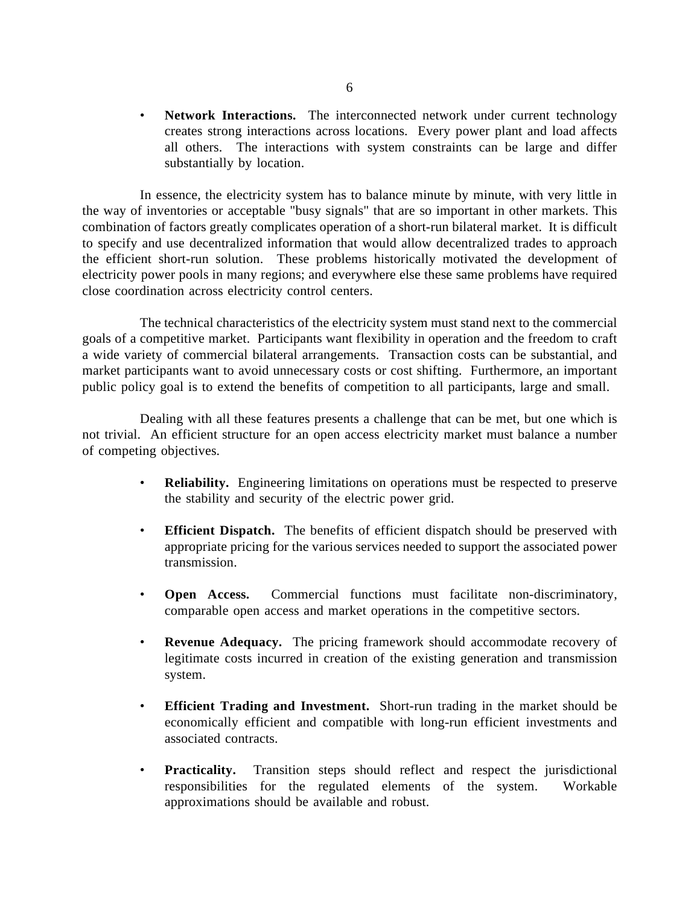- **Network Interactions.** The interconnected network under current technology creates strong interactions across locations. Every power plant and load affects all others. The interactions with system constraints can be large and differ substantially by location.

In essence, the electricity system has to balance minute by minute, with very little in the way of inventories or acceptable "busy signals" that are so important in other markets. This combination of factors greatly complicates operation of a short-run bilateral market. It is difficult to specify and use decentralized information that would allow decentralized trades to approach the efficient short-run solution. These problems historically motivated the development of electricity power pools in many regions; and everywhere else these same problems have required close coordination across electricity control centers.

The technical characteristics of the electricity system must stand next to the commercial goals of a competitive market. Participants want flexibility in operation and the freedom to craft a wide variety of commercial bilateral arrangements. Transaction costs can be substantial, and market participants want to avoid unnecessary costs or cost shifting. Furthermore, an important public policy goal is to extend the benefits of competition to all participants, large and small.

Dealing with all these features presents a challenge that can be met, but one which is not trivial. An efficient structure for an open access electricity market must balance a number of competing objectives.

- **Reliability.** Engineering limitations on operations must be respected to preserve the stability and security of the electric power grid.

- **Efficient Dispatch.** The benefits of efficient dispatch should be preserved with appropriate pricing for the various services needed to support the associated power transmission.

- **Open Access.** Commercial functions must facilitate non-discriminatory, comparable open access and market operations in the competitive sectors.

- **Revenue Adequacy.** The pricing framework should accommodate recovery of legitimate costs incurred in creation of the existing generation and transmission system.

- **Efficient Trading and Investment.** Short-run trading in the market should be economically efficient and compatible with long-run efficient investments and associated contracts.

- **Practicality.** Transition steps should reflect and respect the jurisdictional responsibilities for the regulated elements of the system. Workable approximations should be available and robust.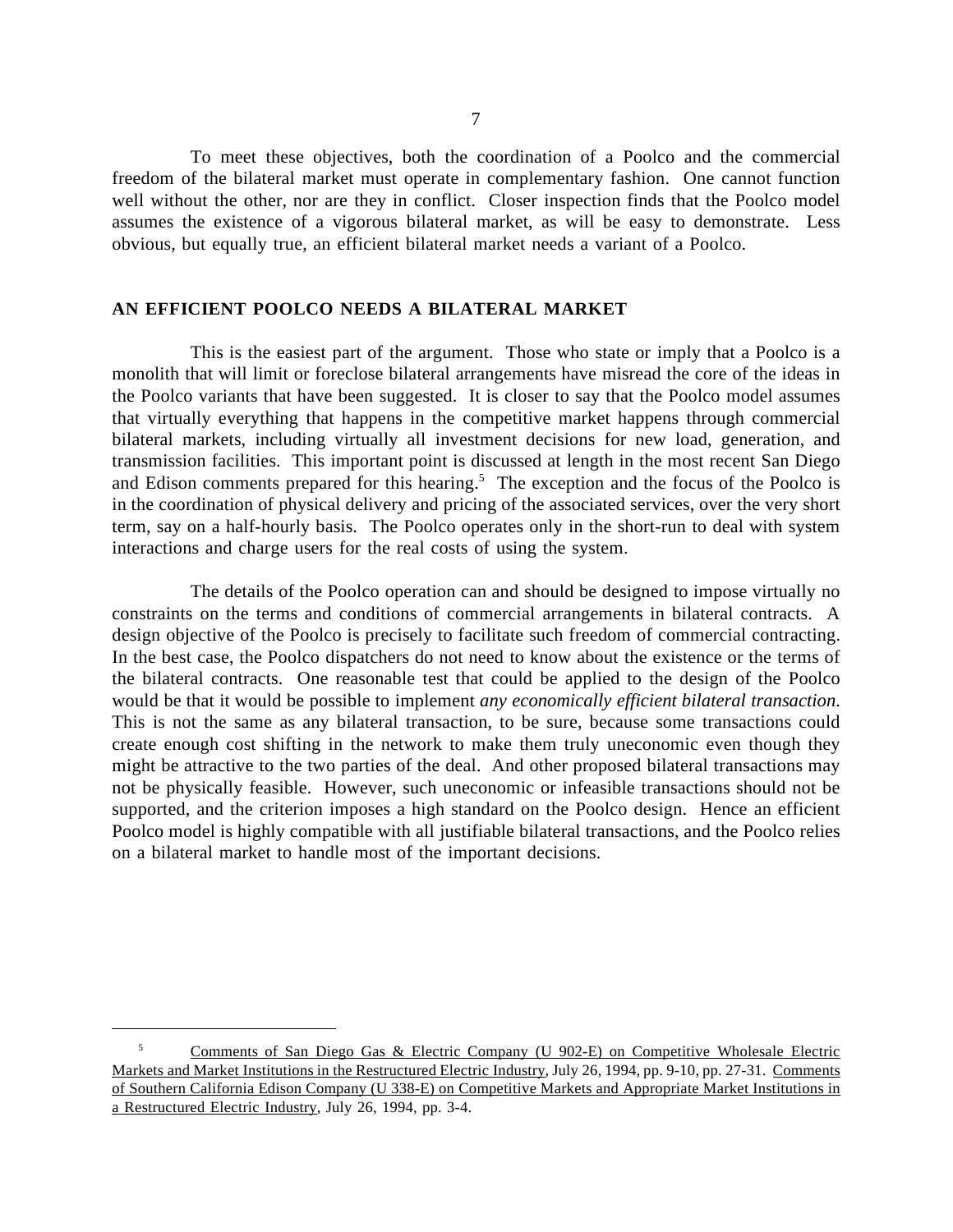To meet these objectives, both the coordination of a Poolco and the commercial freedom of the bilateral market must operate in complementary fashion. One cannot function well without the other, nor are they in conflict. Closer inspection finds that the Poolco model assumes the existence of a vigorous bilateral market, as will be easy to demonstrate. Less obvious, but equally true, an efficient bilateral market needs a variant of a Poolco.

## AN EFFICIENT POOLCO NEEDS A BILATERAL MARKET

This is the easiest part of the argument. Those who state or imply that a Poolco is a monolith that will limit or foreclose bilateral arrangements have misread the core of the ideas in the Poolco variants that have been suggested. It is closer to say that the Poolco model assumes that virtually everything that happens in the competitive market happens through commercial bilateral markets, including virtually all investment decisions for new load, generation, and transmission facilities. This important point is discussed at length in the most recent San Diego and Edison comments prepared for this hearing.[5] The exception and the focus of the Poolco is in the coordination of physical delivery and pricing of the associated services, over the very short term, say on a half-hourly basis. The Poolco operates only in the short-run to deal with system interactions and charge users for the real costs of using the system.

The details of the Poolco operation can and should be designed to impose virtually no constraints on the terms and conditions of commercial arrangements in bilateral contracts. A design objective of the Poolco is precisely to facilitate such freedom of commercial contracting. In the best case, the Poolco dispatchers do not need to know about the existence or the terms of the bilateral contracts. One reasonable test that could be applied to the design of the Poolco would be that it would be possible to implement *any economically efficient bilateral transaction*. This is not the same as any bilateral transaction, to be sure, because some transactions could create enough cost shifting in the network to make them truly uneconomic even though they might be attractive to the two parties of the deal. And other proposed bilateral transactions may not be physically feasible. However, such uneconomic or infeasible transactions should not be supported, and the criterion imposes a high standard on the Poolco design. Hence an efficient Poolco model is highly compatible with all justifiable bilateral transactions, and the Poolco relies on a bilateral market to handle most of the important decisions.

---

[5] Comments of San Diego Gas & Electric Company (U 902-E) on Competitive Wholesale Electric Markets and Market Institutions in the Restructured Electric Industry, July 26, 1994, pp. 9-10, pp. 27-31. Comments of Southern California Edison Company (U 338-E) on Competitive Markets and Appropriate Market Institutions in a Restructured Electric Industry, July 26, 1994, pp. 3-4.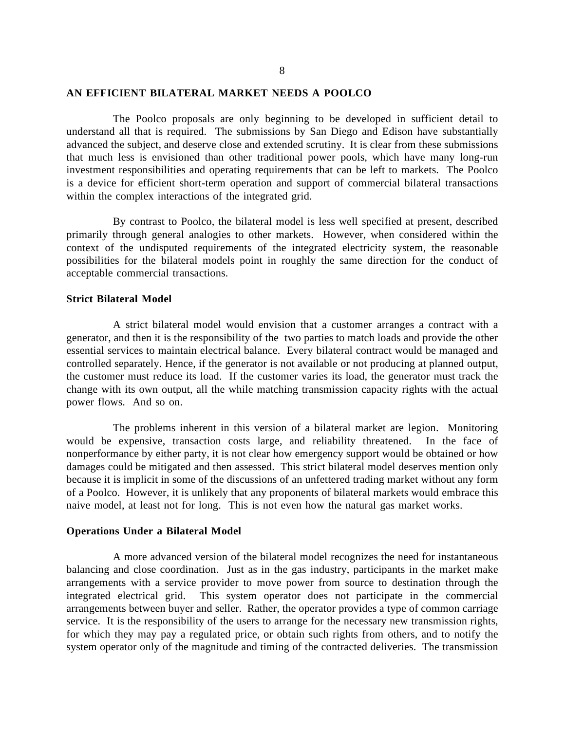## AN EFFICIENT BILATERAL MARKET NEEDS A POOLCO

The Poolco proposals are only beginning to be developed in sufficient detail to understand all that is required. The submissions by San Diego and Edison have substantially advanced the subject, and deserve close and extended scrutiny. It is clear from these submissions that much less is envisioned than other traditional power pools, which have many long-run investment responsibilities and operating requirements that can be left to markets. The Poolco is a device for efficient short-term operation and support of commercial bilateral transactions within the complex interactions of the integrated grid.

By contrast to Poolco, the bilateral model is less well specified at present, described primarily through general analogies to other markets. However, when considered within the context of the undisputed requirements of the integrated electricity system, the reasonable possibilities for the bilateral models point in roughly the same direction for the conduct of acceptable commercial transactions.

### Strict Bilateral Model

A strict bilateral model would envision that a customer arranges a contract with a generator, and then it is the responsibility of the two parties to match loads and provide the other essential services to maintain electrical balance. Every bilateral contract would be managed and controlled separately. Hence, if the generator is not available or not producing at planned output, the customer must reduce its load. If the customer varies its load, the generator must track the change with its own output, all the while matching transmission capacity rights with the actual power flows. And so on.

The problems inherent in this version of a bilateral market are legion. Monitoring would be expensive, transaction costs large, and reliability threatened. In the face of nonperformance by either party, it is not clear how emergency support would be obtained or how damages could be mitigated and then assessed. This strict bilateral model deserves mention only because it is implicit in some of the discussions of an unfettered trading market without any form of a Poolco. However, it is unlikely that any proponents of bilateral markets would embrace this naive model, at least not for long. This is not even how the natural gas market works.

### Operations Under a Bilateral Model

A more advanced version of the bilateral model recognizes the need for instantaneous balancing and close coordination. Just as in the gas industry, participants in the market make arrangements with a service provider to move power from source to destination through the integrated electrical grid. This system operator does not participate in the commercial arrangements between buyer and seller. Rather, the operator provides a type of common carriage service. It is the responsibility of the users to arrange for the necessary new transmission rights, for which they may pay a regulated price, or obtain such rights from others, and to notify the system operator only of the magnitude and timing of the contracted deliveries. The transmission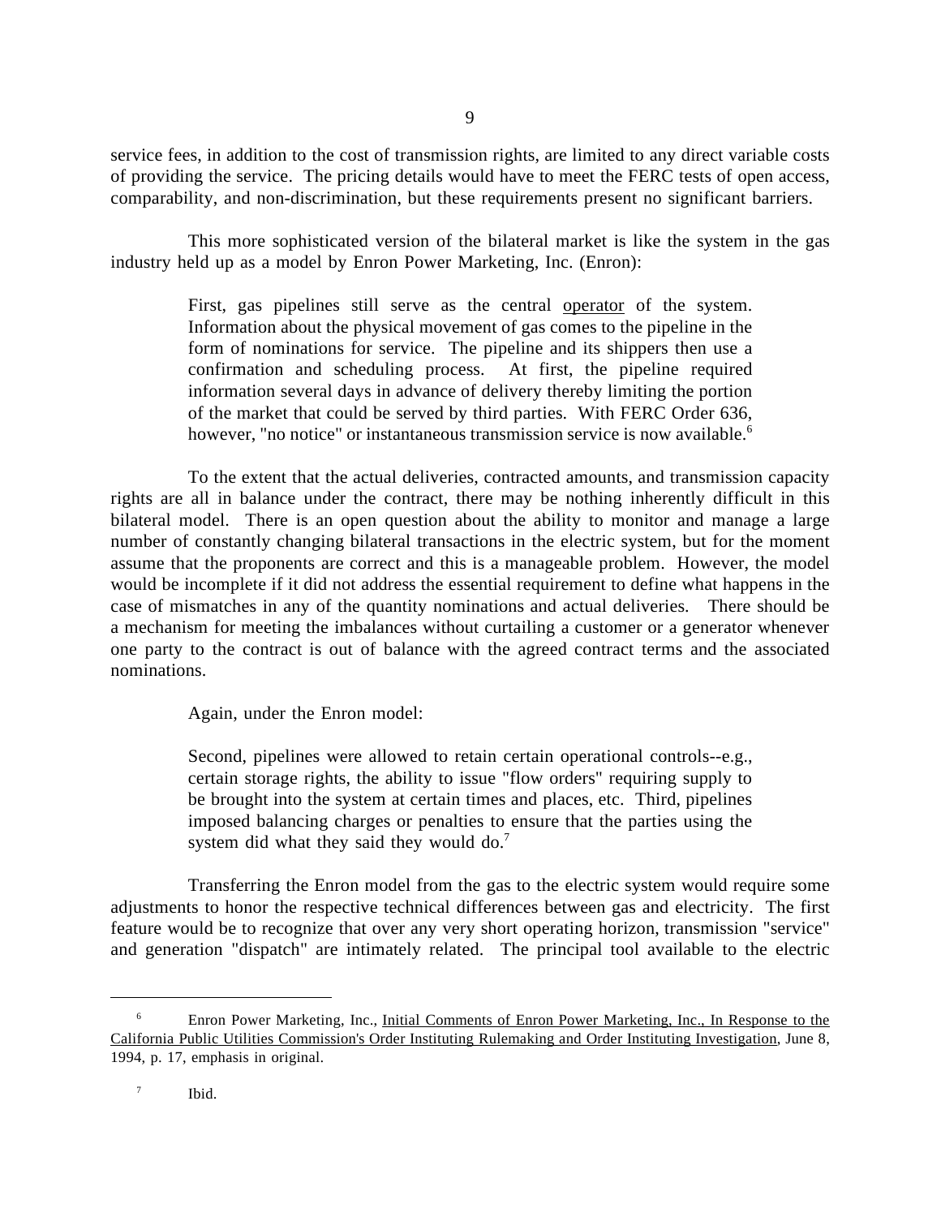service fees, in addition to the cost of transmission rights, are limited to any direct variable costs of providing the service. The pricing details would have to meet the FERC tests of open access, comparability, and non-discrimination, but these requirements present no significant barriers.

This more sophisticated version of the bilateral market is like the system in the gas industry held up as a model by Enron Power Marketing, Inc. (Enron):

> First, gas pipelines still serve as the central operator of the system. Information about the physical movement of gas comes to the pipeline in the form of nominations for service. The pipeline and its shippers then use a confirmation and scheduling process. At first, the pipeline required information several days in advance of delivery thereby limiting the portion of the market that could be served by third parties. With FERC Order 636, however, "no notice" or instantaneous transmission service is now available.[6]

To the extent that the actual deliveries, contracted amounts, and transmission capacity rights are all in balance under the contract, there may be nothing inherently difficult in this bilateral model. There is an open question about the ability to monitor and manage a large number of constantly changing bilateral transactions in the electric system, but for the moment assume that the proponents are correct and this is a manageable problem. However, the model would be incomplete if it did not address the essential requirement to define what happens in the case of mismatches in any of the quantity nominations and actual deliveries. There should be a mechanism for meeting the imbalances without curtailing a customer or a generator whenever one party to the contract is out of balance with the agreed contract terms and the associated nominations.

Again, under the Enron model:

> Second, pipelines were allowed to retain certain operational controls--e.g., certain storage rights, the ability to issue "flow orders" requiring supply to be brought into the system at certain times and places, etc. Third, pipelines imposed balancing charges or penalties to ensure that the parties using the system did what they said they would do.[7]

Transferring the Enron model from the gas to the electric system would require some adjustments to honor the respective technical differences between gas and electricity. The first feature would be to recognize that over any very short operating horizon, transmission "service" and generation "dispatch" are intimately related. The principal tool available to the electric

---

[6] Enron Power Marketing, Inc., Initial Comments of Enron Power Marketing, Inc., In Response to the California Public Utilities Commission's Order Instituting Rulemaking and Order Instituting Investigation, June 8, 1994, p. 17, emphasis in original.

[7] Ibid.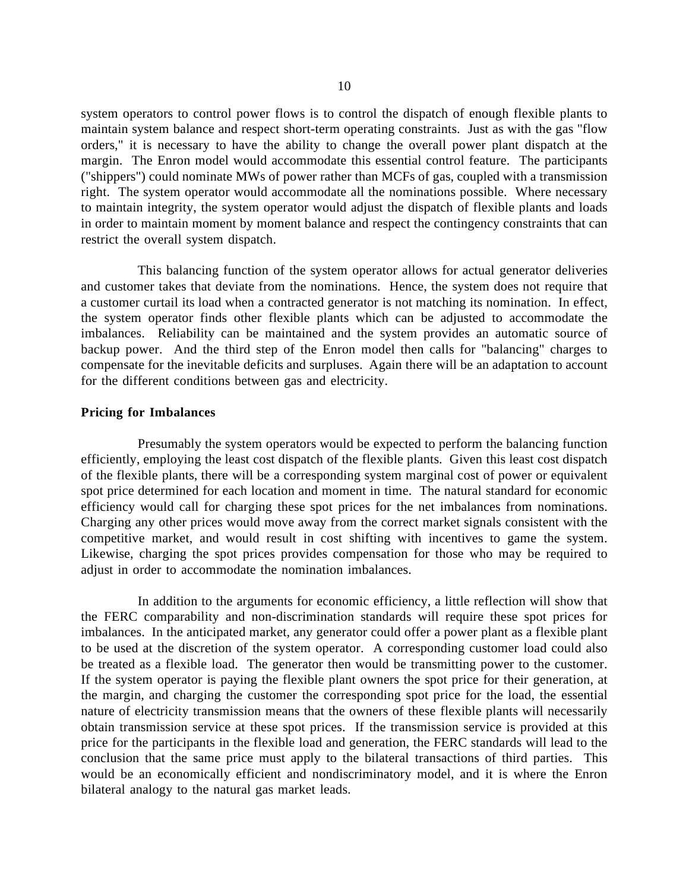system operators to control power flows is to control the dispatch of enough flexible plants to maintain system balance and respect short-term operating constraints. Just as with the gas "flow orders," it is necessary to have the ability to change the overall power plant dispatch at the margin. The Enron model would accommodate this essential control feature. The participants ("shippers") could nominate MWs of power rather than MCFs of gas, coupled with a transmission right. The system operator would accommodate all the nominations possible. Where necessary to maintain integrity, the system operator would adjust the dispatch of flexible plants and loads in order to maintain moment by moment balance and respect the contingency constraints that can restrict the overall system dispatch.

This balancing function of the system operator allows for actual generator deliveries and customer takes that deviate from the nominations. Hence, the system does not require that a customer curtail its load when a contracted generator is not matching its nomination. In effect, the system operator finds other flexible plants which can be adjusted to accommodate the imbalances. Reliability can be maintained and the system provides an automatic source of backup power. And the third step of the Enron model then calls for "balancing" charges to compensate for the inevitable deficits and surpluses. Again there will be an adaptation to account for the different conditions between gas and electricity.

**Pricing for Imbalances**

Presumably the system operators would be expected to perform the balancing function efficiently, employing the least cost dispatch of the flexible plants. Given this least cost dispatch of the flexible plants, there will be a corresponding system marginal cost of power or equivalent spot price determined for each location and moment in time. The natural standard for economic efficiency would call for charging these spot prices for the net imbalances from nominations. Charging any other prices would move away from the correct market signals consistent with the competitive market, and would result in cost shifting with incentives to game the system. Likewise, charging the spot prices provides compensation for those who may be required to adjust in order to accommodate the nomination imbalances.

In addition to the arguments for economic efficiency, a little reflection will show that the FERC comparability and non-discrimination standards will require these spot prices for imbalances. In the anticipated market, any generator could offer a power plant as a flexible plant to be used at the discretion of the system operator. A corresponding customer load could also be treated as a flexible load. The generator then would be transmitting power to the customer. If the system operator is paying the flexible plant owners the spot price for their generation, at the margin, and charging the customer the corresponding spot price for the load, the essential nature of electricity transmission means that the owners of these flexible plants will necessarily obtain transmission service at these spot prices. If the transmission service is provided at this price for the participants in the flexible load and generation, the FERC standards will lead to the conclusion that the same price must apply to the bilateral transactions of third parties. This would be an economically efficient and nondiscriminatory model, and it is where the Enron bilateral analogy to the natural gas market leads.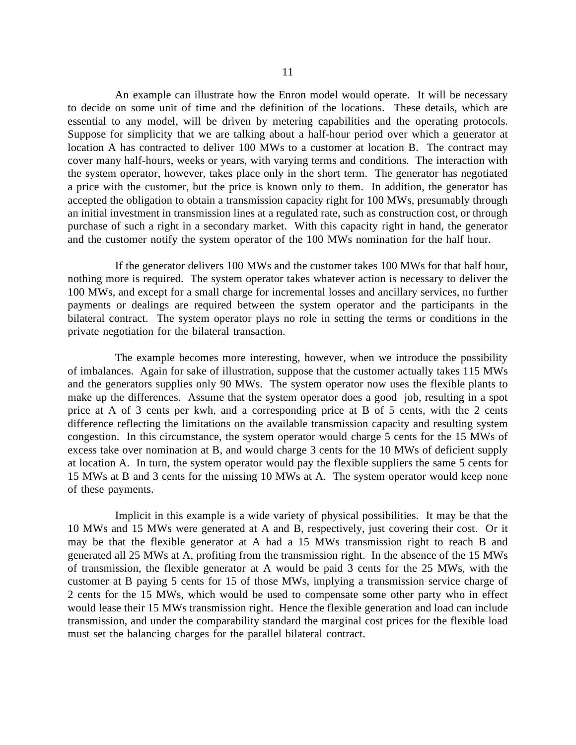An example can illustrate how the Enron model would operate. It will be necessary to decide on some unit of time and the definition of the locations. These details, which are essential to any model, will be driven by metering capabilities and the operating protocols. Suppose for simplicity that we are talking about a half-hour period over which a generator at location A has contracted to deliver 100 MWs to a customer at location B. The contract may cover many half-hours, weeks or years, with varying terms and conditions. The interaction with the system operator, however, takes place only in the short term. The generator has negotiated a price with the customer, but the price is known only to them. In addition, the generator has accepted the obligation to obtain a transmission capacity right for 100 MWs, presumably through an initial investment in transmission lines at a regulated rate, such as construction cost, or through purchase of such a right in a secondary market. With this capacity right in hand, the generator and the customer notify the system operator of the 100 MWs nomination for the half hour.

If the generator delivers 100 MWs and the customer takes 100 MWs for that half hour, nothing more is required. The system operator takes whatever action is necessary to deliver the 100 MWs, and except for a small charge for incremental losses and ancillary services, no further payments or dealings are required between the system operator and the participants in the bilateral contract. The system operator plays no role in setting the terms or conditions in the private negotiation for the bilateral transaction.

The example becomes more interesting, however, when we introduce the possibility of imbalances. Again for sake of illustration, suppose that the customer actually takes 115 MWs and the generators supplies only 90 MWs. The system operator now uses the flexible plants to make up the differences. Assume that the system operator does a good job, resulting in a spot price at A of 3 cents per kwh, and a corresponding price at B of 5 cents, with the 2 cents difference reflecting the limitations on the available transmission capacity and resulting system congestion. In this circumstance, the system operator would charge 5 cents for the 15 MWs of excess take over nomination at B, and would charge 3 cents for the 10 MWs of deficient supply at location A. In turn, the system operator would pay the flexible suppliers the same 5 cents for 15 MWs at B and 3 cents for the missing 10 MWs at A. The system operator would keep none of these payments.

Implicit in this example is a wide variety of physical possibilities. It may be that the 10 MWs and 15 MWs were generated at A and B, respectively, just covering their cost. Or it may be that the flexible generator at A had a 15 MWs transmission right to reach B and generated all 25 MWs at A, profiting from the transmission right. In the absence of the 15 MWs of transmission, the flexible generator at A would be paid 3 cents for the 25 MWs, with the customer at B paying 5 cents for 15 of those MWs, implying a transmission service charge of 2 cents for the 15 MWs, which would be used to compensate some other party who in effect would lease their 15 MWs transmission right. Hence the flexible generation and load can include transmission, and under the comparability standard the marginal cost prices for the flexible load must set the balancing charges for the parallel bilateral contract.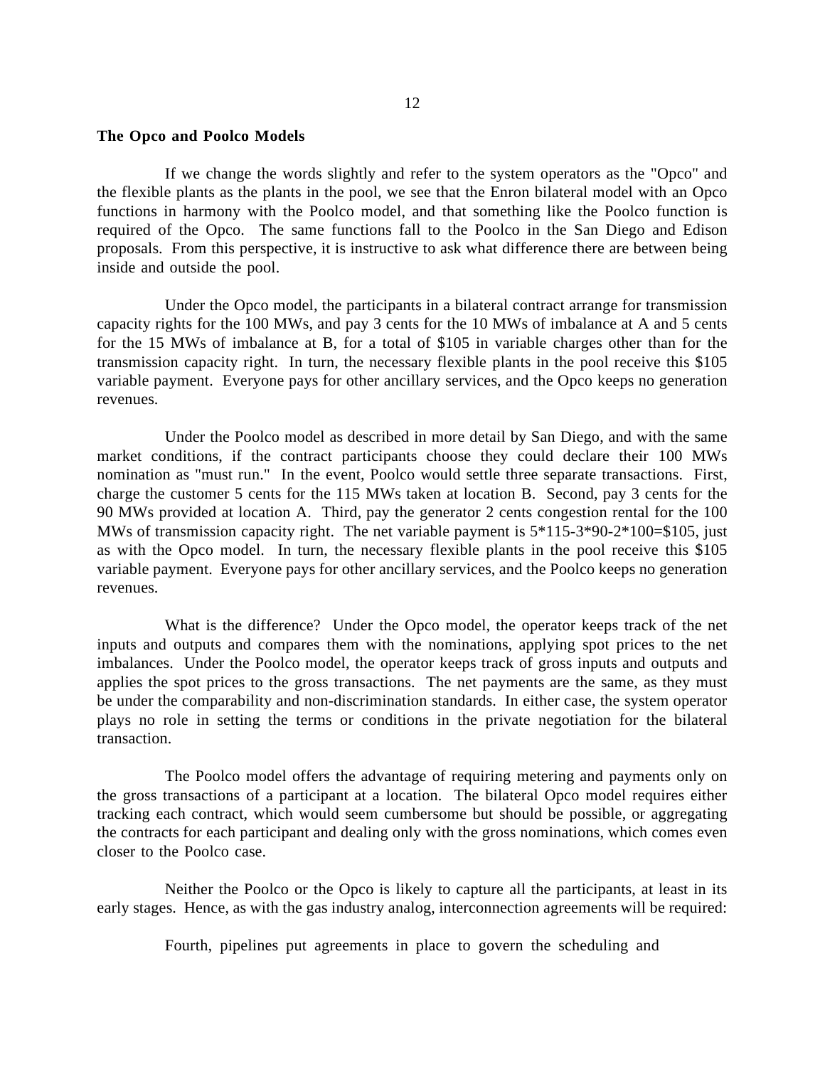**The Opco and Poolco Models**

If we change the words slightly and refer to the system operators as the "Opco" and the flexible plants as the plants in the pool, we see that the Enron bilateral model with an Opco functions in harmony with the Poolco model, and that something like the Poolco function is required of the Opco. The same functions fall to the Poolco in the San Diego and Edison proposals. From this perspective, it is instructive to ask what difference there are between being inside and outside the pool.

Under the Opco model, the participants in a bilateral contract arrange for transmission capacity rights for the 100 MWs, and pay 3 cents for the 10 MWs of imbalance at A and 5 cents for the 15 MWs of imbalance at B, for a total of $105 in variable charges other than for the transmission capacity right. In turn, the necessary flexible plants in the pool receive this $105 variable payment. Everyone pays for other ancillary services, and the Opco keeps no generation revenues.

Under the Poolco model as described in more detail by San Diego, and with the same market conditions, if the contract participants choose they could declare their 100 MWs nomination as "must run." In the event, Poolco would settle three separate transactions. First, charge the customer 5 cents for the 115 MWs taken at location B. Second, pay 3 cents for the 90 MWs provided at location A. Third, pay the generator 2 cents congestion rental for the 100 MWs of transmission capacity right. The net variable payment is 5*115-3*90-2*100=$105, just as with the Opco model. In turn, the necessary flexible plants in the pool receive this $105 variable payment. Everyone pays for other ancillary services, and the Poolco keeps no generation revenues.

What is the difference? Under the Opco model, the operator keeps track of the net inputs and outputs and compares them with the nominations, applying spot prices to the net imbalances. Under the Poolco model, the operator keeps track of gross inputs and outputs and applies the spot prices to the gross transactions. The net payments are the same, as they must be under the comparability and non-discrimination standards. In either case, the system operator plays no role in setting the terms or conditions in the private negotiation for the bilateral transaction.

The Poolco model offers the advantage of requiring metering and payments only on the gross transactions of a participant at a location. The bilateral Opco model requires either tracking each contract, which would seem cumbersome but should be possible, or aggregating the contracts for each participant and dealing only with the gross nominations, which comes even closer to the Poolco case.

Neither the Poolco or the Opco is likely to capture all the participants, at least in its early stages. Hence, as with the gas industry analog, interconnection agreements will be required:

Fourth, pipelines put agreements in place to govern the scheduling and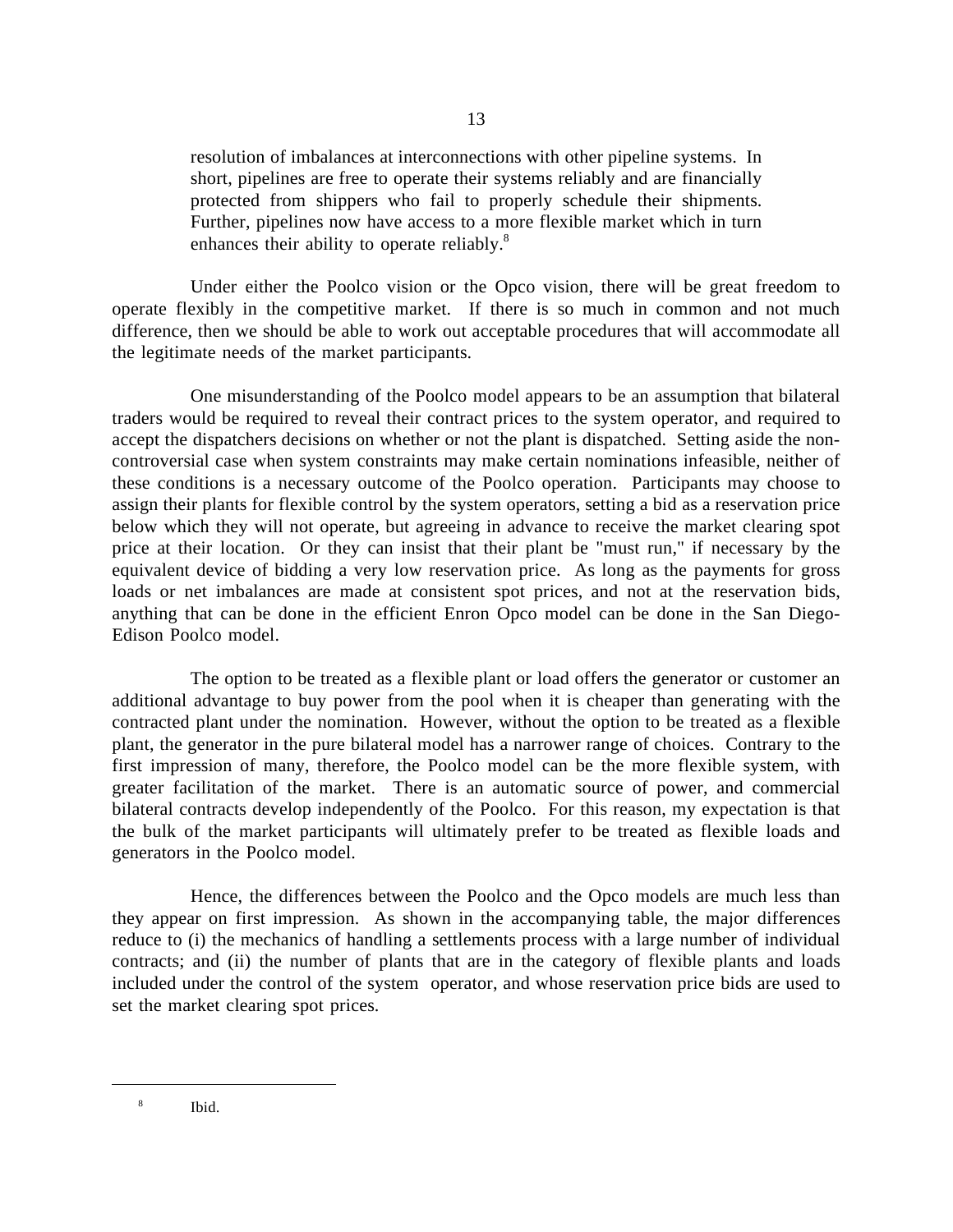> resolution of imbalances at interconnections with other pipeline systems. In short, pipelines are free to operate their systems reliably and are financially protected from shippers who fail to properly schedule their shipments. Further, pipelines now have access to a more flexible market which in turn enhances their ability to operate reliably.[8]

Under either the Poolco vision or the Opco vision, there will be great freedom to operate flexibly in the competitive market. If there is so much in common and not much difference, then we should be able to work out acceptable procedures that will accommodate all the legitimate needs of the market participants.

One misunderstanding of the Poolco model appears to be an assumption that bilateral traders would be required to reveal their contract prices to the system operator, and required to accept the dispatchers decisions on whether or not the plant is dispatched. Setting aside the non-controversial case when system constraints may make certain nominations infeasible, neither of these conditions is a necessary outcome of the Poolco operation. Participants may choose to assign their plants for flexible control by the system operators, setting a bid as a reservation price below which they will not operate, but agreeing in advance to receive the market clearing spot price at their location. Or they can insist that their plant be "must run," if necessary by the equivalent device of bidding a very low reservation price. As long as the payments for gross loads or net imbalances are made at consistent spot prices, and not at the reservation bids, anything that can be done in the efficient Enron Opco model can be done in the San Diego-Edison Poolco model.

The option to be treated as a flexible plant or load offers the generator or customer an additional advantage to buy power from the pool when it is cheaper than generating with the contracted plant under the nomination. However, without the option to be treated as a flexible plant, the generator in the pure bilateral model has a narrower range of choices. Contrary to the first impression of many, therefore, the Poolco model can be the more flexible system, with greater facilitation of the market. There is an automatic source of power, and commercial bilateral contracts develop independently of the Poolco. For this reason, my expectation is that the bulk of the market participants will ultimately prefer to be treated as flexible loads and generators in the Poolco model.

Hence, the differences between the Poolco and the Opco models are much less than they appear on first impression. As shown in the accompanying table, the major differences reduce to (i) the mechanics of handling a settlements process with a large number of individual contracts; and (ii) the number of plants that are in the category of flexible plants and loads included under the control of the system operator, and whose reservation price bids are used to set the market clearing spot prices.

---

[8] Ibid.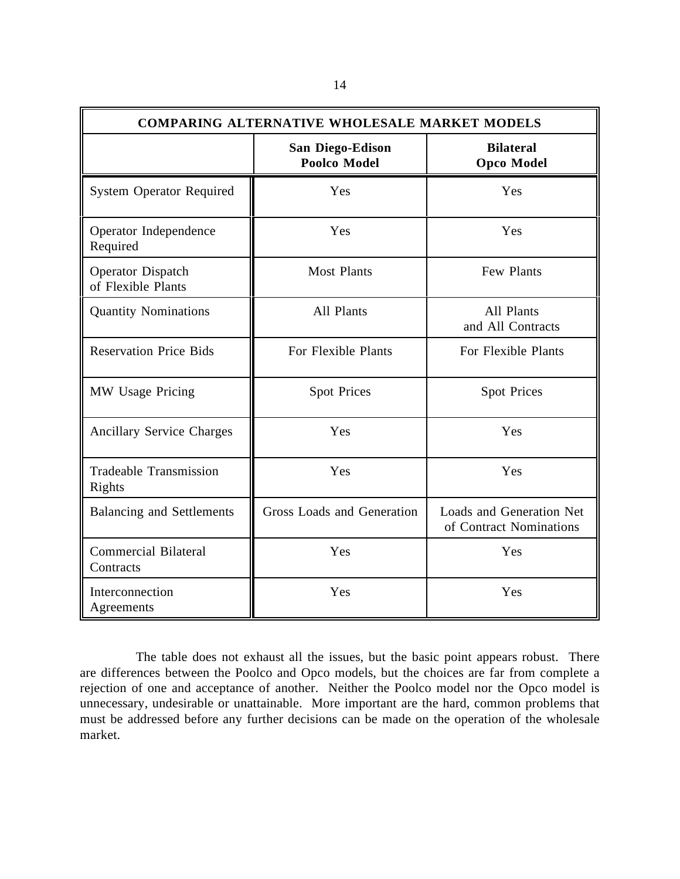| COMPARING ALTERNATIVE WHOLESALE MARKET MODELS | | |
|---|---|---|
| | **San Diego-Edison Poolco Model** | **Bilateral Opco Model** |
| System Operator Required | Yes | Yes |
| Operator Independence Required | Yes | Yes |
| Operator Dispatch of Flexible Plants | Most Plants | Few Plants |
| Quantity Nominations | All Plants | All Plants and All Contracts |
| Reservation Price Bids | For Flexible Plants | For Flexible Plants |
| MW Usage Pricing | Spot Prices | Spot Prices |
| Ancillary Service Charges | Yes | Yes |
| Tradeable Transmission Rights | Yes | Yes |
| Balancing and Settlements | Gross Loads and Generation | Loads and Generation Net of Contract Nominations |
| Commercial Bilateral Contracts | Yes | Yes |
| Interconnection Agreements | Yes | Yes |

The table does not exhaust all the issues, but the basic point appears robust. There are differences between the Poolco and Opco models, but the choices are far from complete a rejection of one and acceptance of another. Neither the Poolco model nor the Opco model is unnecessary, undesirable or unattainable. More important are the hard, common problems that must be addressed before any further decisions can be made on the operation of the wholesale market.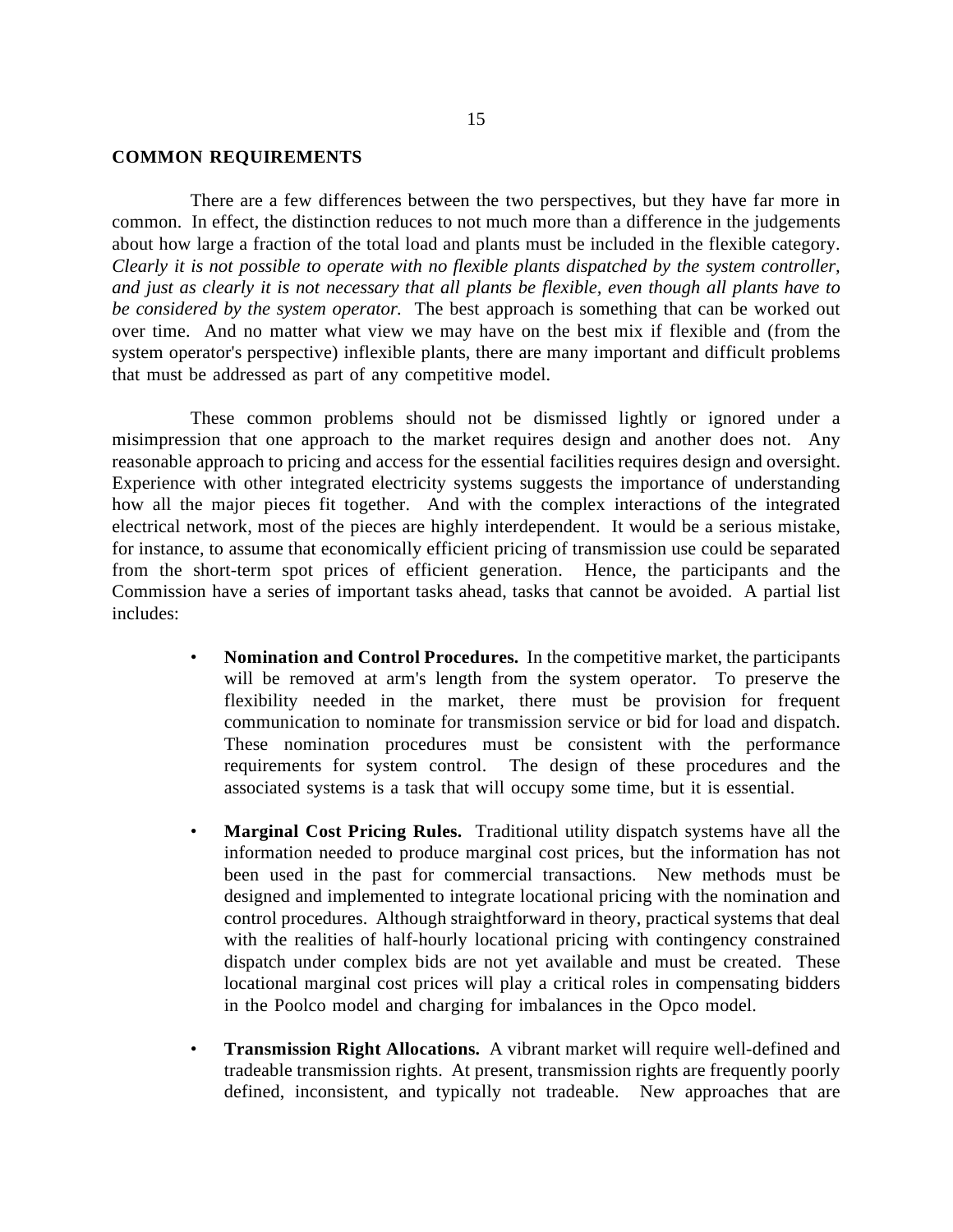**COMMON REQUIREMENTS**

There are a few differences between the two perspectives, but they have far more in common. In effect, the distinction reduces to not much more than a difference in the judgements about how large a fraction of the total load and plants must be included in the flexible category. *Clearly it is not possible to operate with no flexible plants dispatched by the system controller, and just as clearly it is not necessary that all plants be flexible, even though all plants have to be considered by the system operator.* The best approach is something that can be worked out over time. And no matter what view we may have on the best mix if flexible and (from the system operator's perspective) inflexible plants, there are many important and difficult problems that must be addressed as part of any competitive model.

These common problems should not be dismissed lightly or ignored under a misimpression that one approach to the market requires design and another does not. Any reasonable approach to pricing and access for the essential facilities requires design and oversight. Experience with other integrated electricity systems suggests the importance of understanding how all the major pieces fit together. And with the complex interactions of the integrated electrical network, most of the pieces are highly interdependent. It would be a serious mistake, for instance, to assume that economically efficient pricing of transmission use could be separated from the short-term spot prices of efficient generation. Hence, the participants and the Commission have a series of important tasks ahead, tasks that cannot be avoided. A partial list includes:

- **Nomination and Control Procedures.** In the competitive market, the participants will be removed at arm's length from the system operator. To preserve the flexibility needed in the market, there must be provision for frequent communication to nominate for transmission service or bid for load and dispatch. These nomination procedures must be consistent with the performance requirements for system control. The design of these procedures and the associated systems is a task that will occupy some time, but it is essential.

- **Marginal Cost Pricing Rules.** Traditional utility dispatch systems have all the information needed to produce marginal cost prices, but the information has not been used in the past for commercial transactions. New methods must be designed and implemented to integrate locational pricing with the nomination and control procedures. Although straightforward in theory, practical systems that deal with the realities of half-hourly locational pricing with contingency constrained dispatch under complex bids are not yet available and must be created. These locational marginal cost prices will play a critical roles in compensating bidders in the Poolco model and charging for imbalances in the Opco model.

- **Transmission Right Allocations.** A vibrant market will require well-defined and tradeable transmission rights. At present, transmission rights are frequently poorly defined, inconsistent, and typically not tradeable. New approaches that are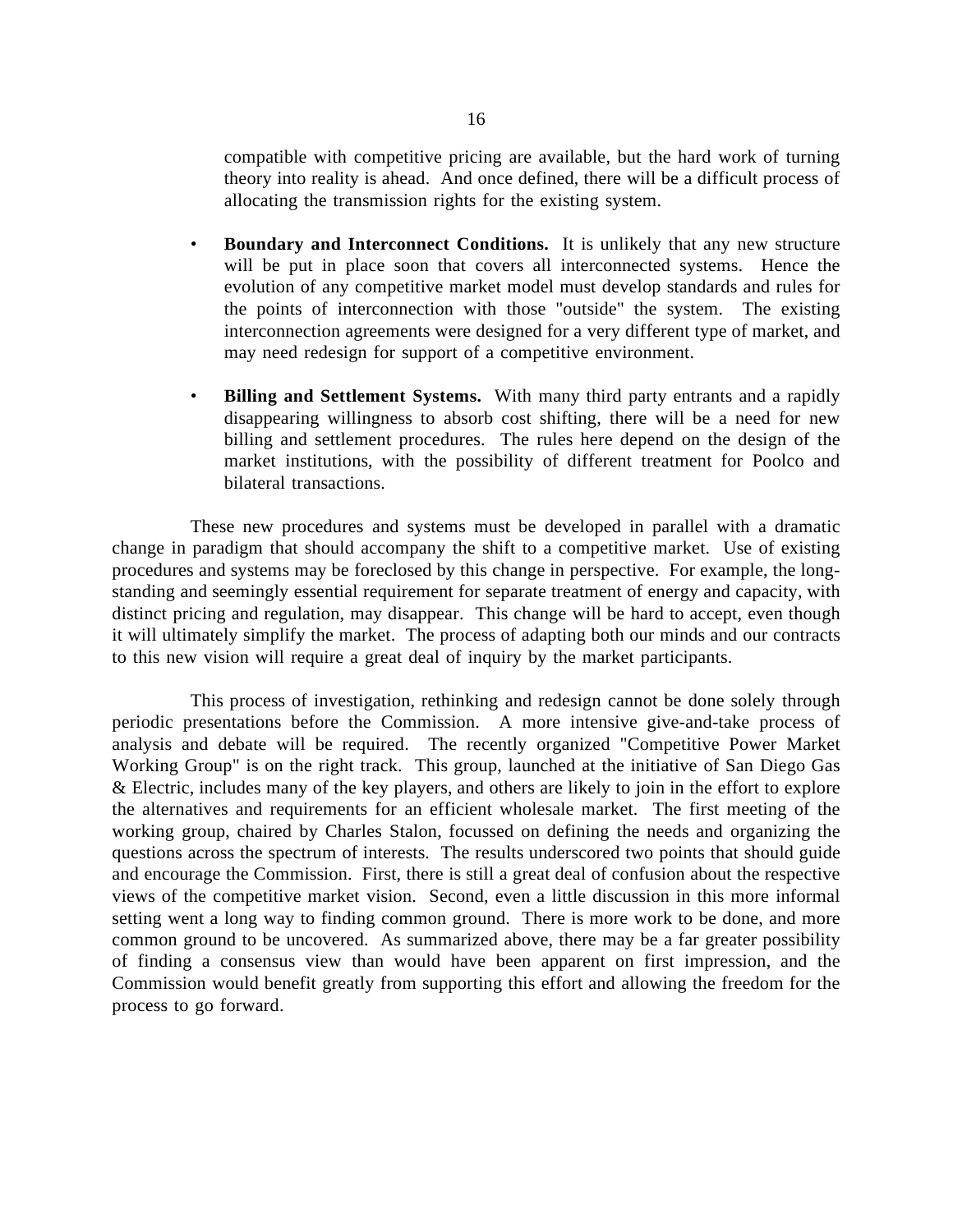compatible with competitive pricing are available, but the hard work of turning theory into reality is ahead. And once defined, there will be a difficult process of allocating the transmission rights for the existing system.

- **Boundary and Interconnect Conditions.** It is unlikely that any new structure will be put in place soon that covers all interconnected systems. Hence the evolution of any competitive market model must develop standards and rules for the points of interconnection with those "outside" the system. The existing interconnection agreements were designed for a very different type of market, and may need redesign for support of a competitive environment.

- **Billing and Settlement Systems.** With many third party entrants and a rapidly disappearing willingness to absorb cost shifting, there will be a need for new billing and settlement procedures. The rules here depend on the design of the market institutions, with the possibility of different treatment for Poolco and bilateral transactions.

These new procedures and systems must be developed in parallel with a dramatic change in paradigm that should accompany the shift to a competitive market. Use of existing procedures and systems may be foreclosed by this change in perspective. For example, the long-standing and seemingly essential requirement for separate treatment of energy and capacity, with distinct pricing and regulation, may disappear. This change will be hard to accept, even though it will ultimately simplify the market. The process of adapting both our minds and our contracts to this new vision will require a great deal of inquiry by the market participants.

This process of investigation, rethinking and redesign cannot be done solely through periodic presentations before the Commission. A more intensive give-and-take process of analysis and debate will be required. The recently organized "Competitive Power Market Working Group" is on the right track. This group, launched at the initiative of San Diego Gas & Electric, includes many of the key players, and others are likely to join in the effort to explore the alternatives and requirements for an efficient wholesale market. The first meeting of the working group, chaired by Charles Stalon, focussed on defining the needs and organizing the questions across the spectrum of interests. The results underscored two points that should guide and encourage the Commission. First, there is still a great deal of confusion about the respective views of the competitive market vision. Second, even a little discussion in this more informal setting went a long way to finding common ground. There is more work to be done, and more common ground to be uncovered. As summarized above, there may be a far greater possibility of finding a consensus view than would have been apparent on first impression, and the Commission would benefit greatly from supporting this effort and allowing the freedom for the process to go forward.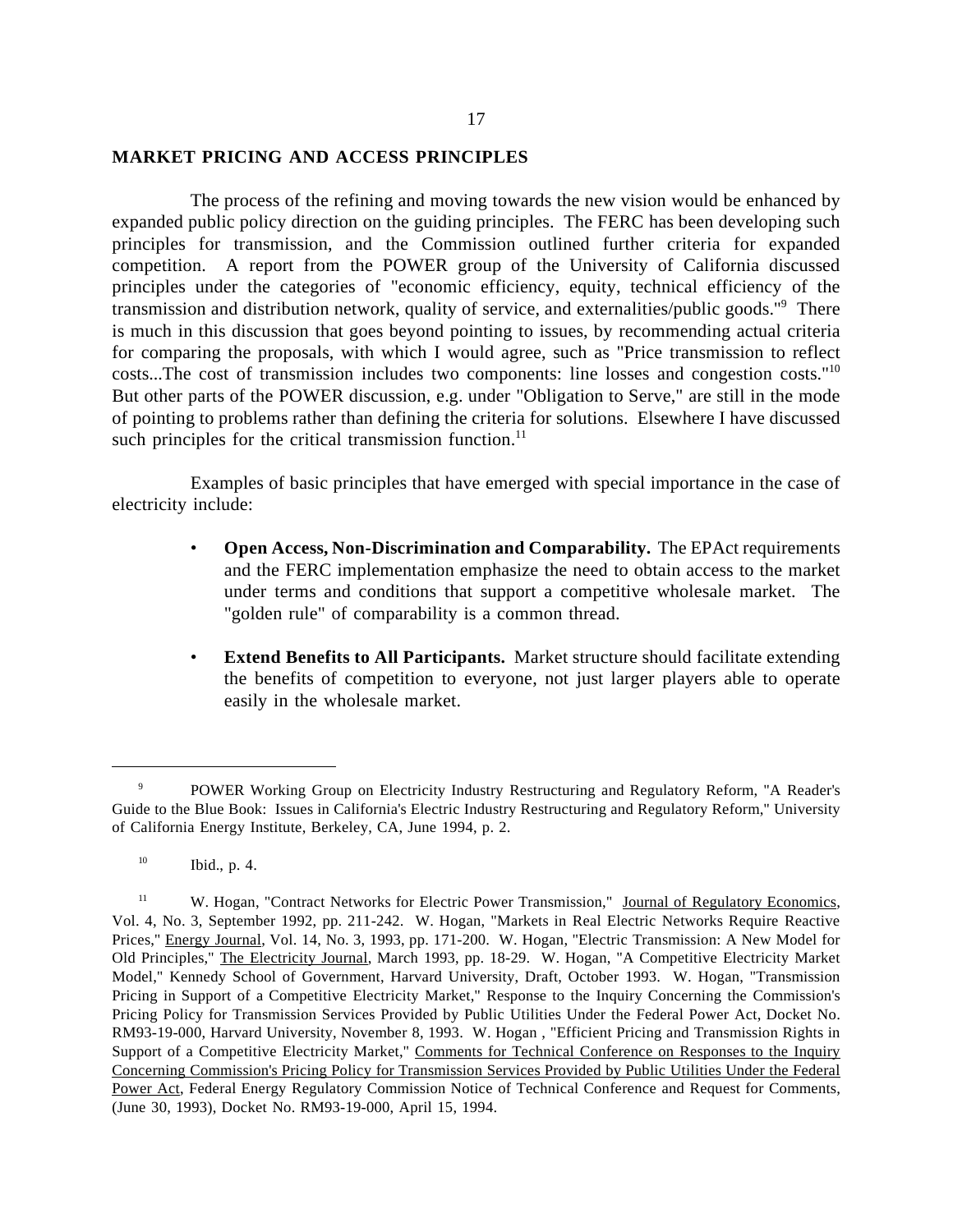## MARKET PRICING AND ACCESS PRINCIPLES

The process of the refining and moving towards the new vision would be enhanced by expanded public policy direction on the guiding principles. The FERC has been developing such principles for transmission, and the Commission outlined further criteria for expanded competition. A report from the POWER group of the University of California discussed principles under the categories of "economic efficiency, equity, technical efficiency of the transmission and distribution network, quality of service, and externalities/public goods."[9] There is much in this discussion that goes beyond pointing to issues, by recommending actual criteria for comparing the proposals, with which I would agree, such as "Price transmission to reflect costs...The cost of transmission includes two components: line losses and congestion costs."[10] But other parts of the POWER discussion, e.g. under "Obligation to Serve," are still in the mode of pointing to problems rather than defining the criteria for solutions. Elsewhere I have discussed such principles for the critical transmission function.[11]

Examples of basic principles that have emerged with special importance in the case of electricity include:

- **Open Access, Non-Discrimination and Comparability.** The EPAct requirements and the FERC implementation emphasize the need to obtain access to the market under terms and conditions that support a competitive wholesale market. The "golden rule" of comparability is a common thread.

- **Extend Benefits to All Participants.** Market structure should facilitate extending the benefits of competition to everyone, not just larger players able to operate easily in the wholesale market.

---

[9] POWER Working Group on Electricity Industry Restructuring and Regulatory Reform, "A Reader's Guide to the Blue Book: Issues in California's Electric Industry Restructuring and Regulatory Reform," University of California Energy Institute, Berkeley, CA, June 1994, p. 2.

[10] Ibid., p. 4.

[11] W. Hogan, "Contract Networks for Electric Power Transmission," Journal of Regulatory Economics, Vol. 4, No. 3, September 1992, pp. 211-242. W. Hogan, "Markets in Real Electric Networks Require Reactive Prices," Energy Journal, Vol. 14, No. 3, 1993, pp. 171-200. W. Hogan, "Electric Transmission: A New Model for Old Principles," The Electricity Journal, March 1993, pp. 18-29. W. Hogan, "A Competitive Electricity Market Model," Kennedy School of Government, Harvard University, Draft, October 1993. W. Hogan, "Transmission Pricing in Support of a Competitive Electricity Market," Response to the Inquiry Concerning the Commission's Pricing Policy for Transmission Services Provided by Public Utilities Under the Federal Power Act, Docket No. RM93-19-000, Harvard University, November 8, 1993. W. Hogan , "Efficient Pricing and Transmission Rights in Support of a Competitive Electricity Market," Comments for Technical Conference on Responses to the Inquiry Concerning Commission's Pricing Policy for Transmission Services Provided by Public Utilities Under the Federal Power Act, Federal Energy Regulatory Commission Notice of Technical Conference and Request for Comments, (June 30, 1993), Docket No. RM93-19-000, April 15, 1994.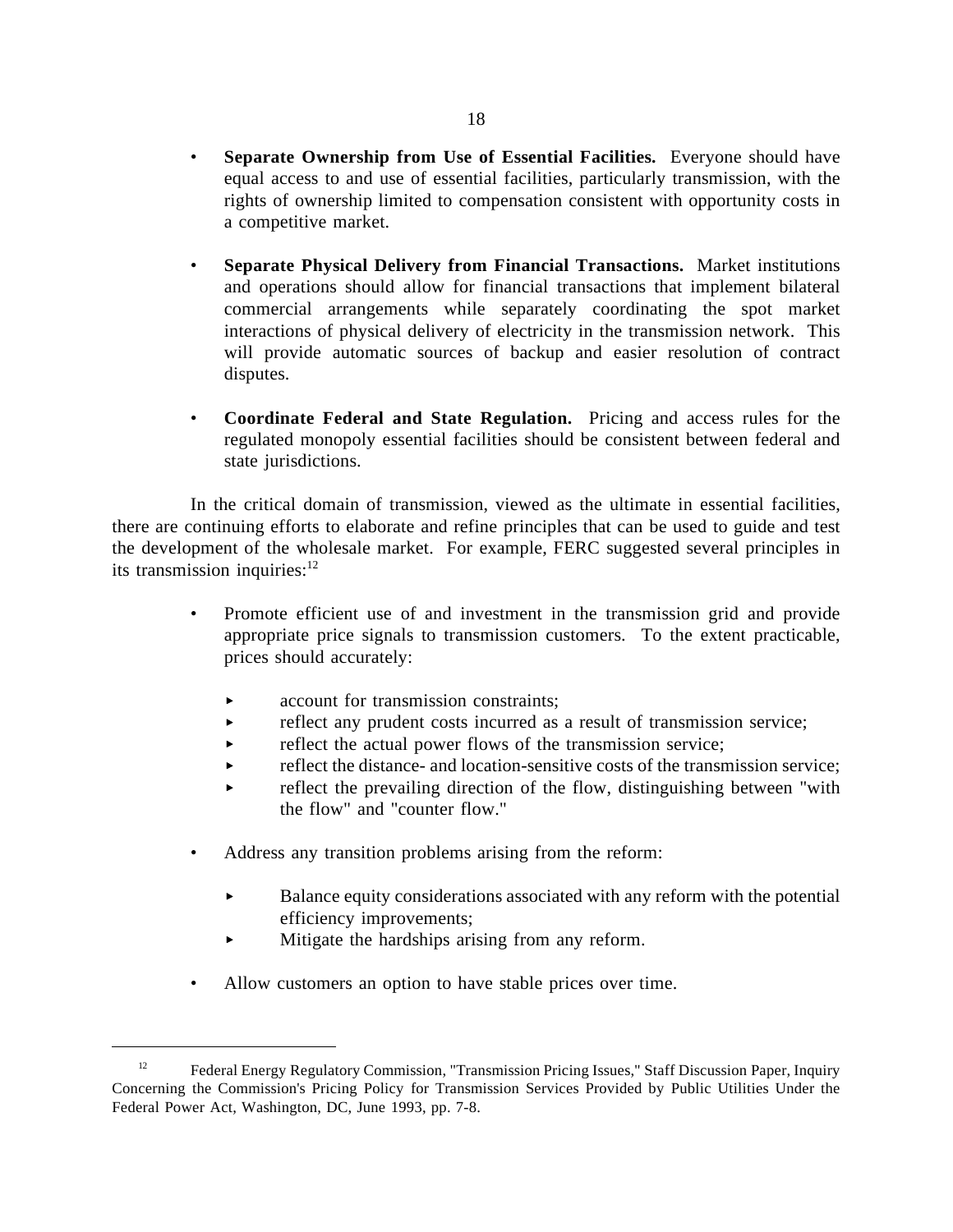- **Separate Ownership from Use of Essential Facilities.** Everyone should have equal access to and use of essential facilities, particularly transmission, with the rights of ownership limited to compensation consistent with opportunity costs in a competitive market.

- **Separate Physical Delivery from Financial Transactions.** Market institutions and operations should allow for financial transactions that implement bilateral commercial arrangements while separately coordinating the spot market interactions of physical delivery of electricity in the transmission network. This will provide automatic sources of backup and easier resolution of contract disputes.

- **Coordinate Federal and State Regulation.** Pricing and access rules for the regulated monopoly essential facilities should be consistent between federal and state jurisdictions.

In the critical domain of transmission, viewed as the ultimate in essential facilities, there are continuing efforts to elaborate and refine principles that can be used to guide and test the development of the wholesale market. For example, FERC suggested several principles in its transmission inquiries:[12]

- Promote efficient use of and investment in the transmission grid and provide appropriate price signals to transmission customers. To the extent practicable, prices should accurately:
  - account for transmission constraints;
  - reflect any prudent costs incurred as a result of transmission service;
  - reflect the actual power flows of the transmission service;
  - reflect the distance- and location-sensitive costs of the transmission service;
  - reflect the prevailing direction of the flow, distinguishing between "with the flow" and "counter flow."

- Address any transition problems arising from the reform:
  - Balance equity considerations associated with any reform with the potential efficiency improvements;
  - Mitigate the hardships arising from any reform.

- Allow customers an option to have stable prices over time.

---

[12] Federal Energy Regulatory Commission, "Transmission Pricing Issues," Staff Discussion Paper, Inquiry Concerning the Commission's Pricing Policy for Transmission Services Provided by Public Utilities Under the Federal Power Act, Washington, DC, June 1993, pp. 7-8.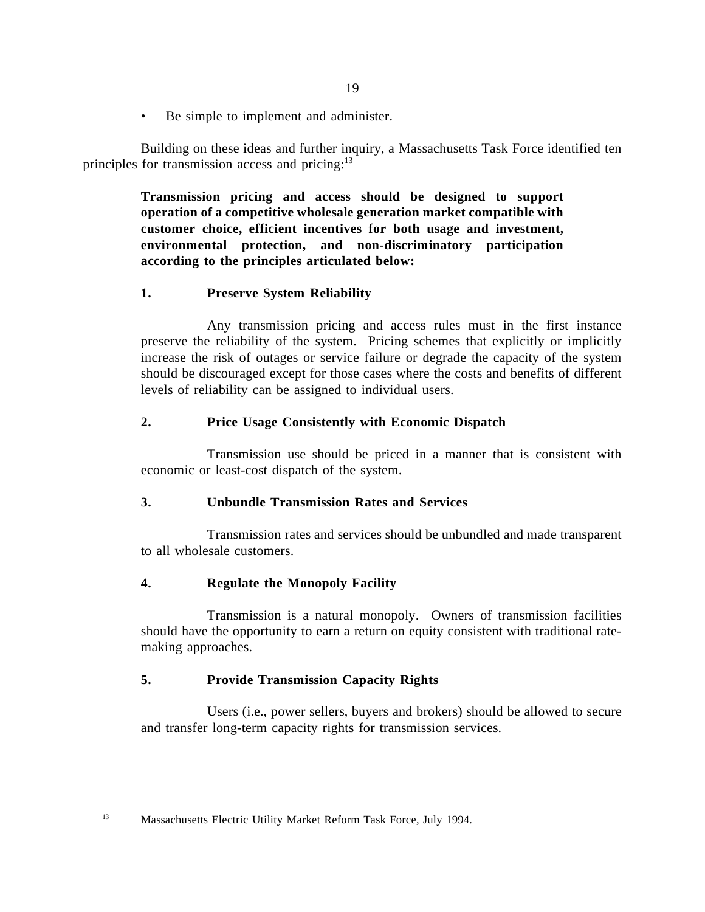- Be simple to implement and administer.

Building on these ideas and further inquiry, a Massachusetts Task Force identified ten principles for transmission access and pricing:[13]

**Transmission pricing and access should be designed to support operation of a competitive wholesale generation market compatible with customer choice, efficient incentives for both usage and investment, environmental protection, and non-discriminatory participation according to the principles articulated below:**

**1. Preserve System Reliability**

Any transmission pricing and access rules must in the first instance preserve the reliability of the system. Pricing schemes that explicitly or implicitly increase the risk of outages or service failure or degrade the capacity of the system should be discouraged except for those cases where the costs and benefits of different levels of reliability can be assigned to individual users.

**2. Price Usage Consistently with Economic Dispatch**

Transmission use should be priced in a manner that is consistent with economic or least-cost dispatch of the system.

**3. Unbundle Transmission Rates and Services**

Transmission rates and services should be unbundled and made transparent to all wholesale customers.

**4. Regulate the Monopoly Facility**

Transmission is a natural monopoly. Owners of transmission facilities should have the opportunity to earn a return on equity consistent with traditional rate-making approaches.

**5. Provide Transmission Capacity Rights**

Users (i.e., power sellers, buyers and brokers) should be allowed to secure and transfer long-term capacity rights for transmission services.

---

[13] Massachusetts Electric Utility Market Reform Task Force, July 1994.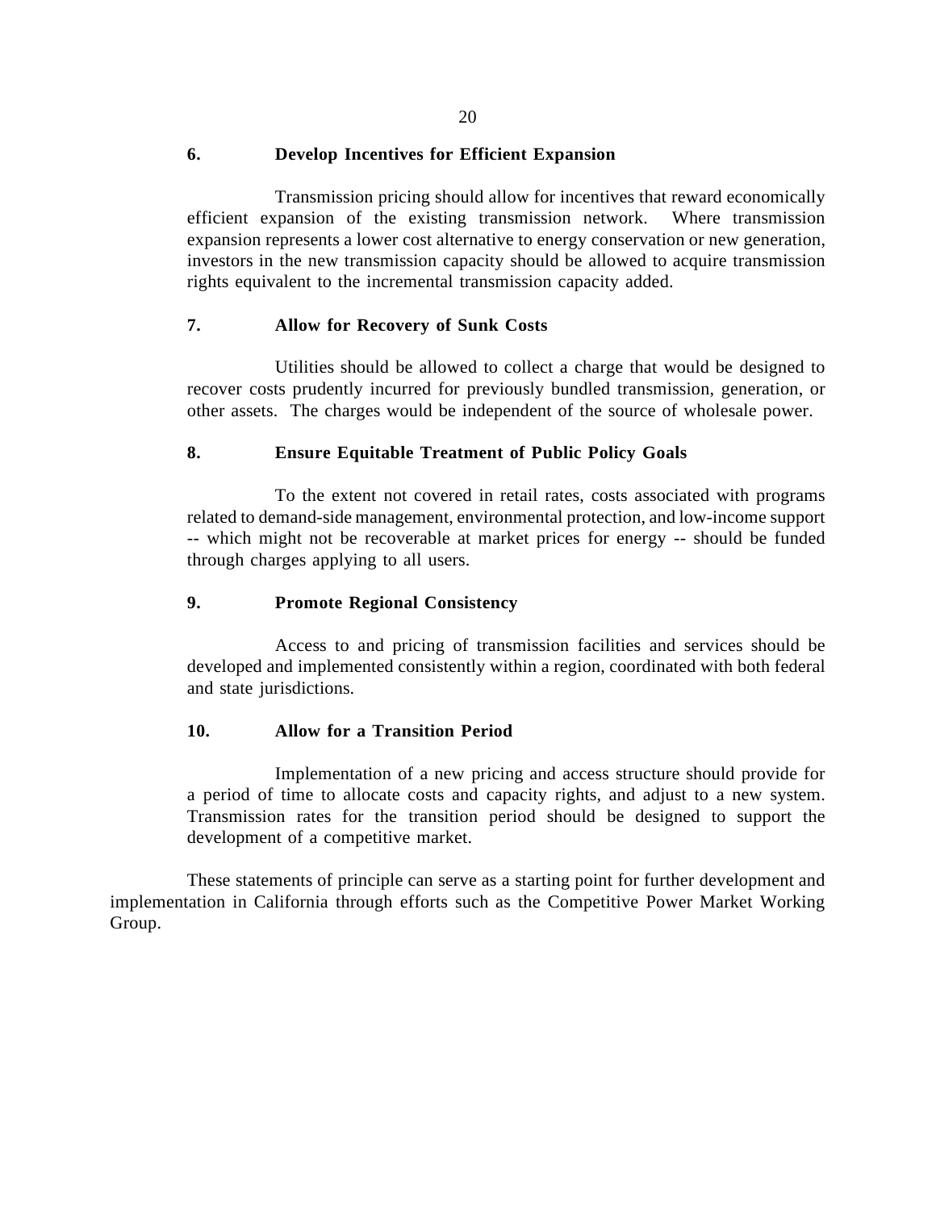### 6. Develop Incentives for Efficient Expansion

Transmission pricing should allow for incentives that reward economically efficient expansion of the existing transmission network. Where transmission expansion represents a lower cost alternative to energy conservation or new generation, investors in the new transmission capacity should be allowed to acquire transmission rights equivalent to the incremental transmission capacity added.

### 7. Allow for Recovery of Sunk Costs

Utilities should be allowed to collect a charge that would be designed to recover costs prudently incurred for previously bundled transmission, generation, or other assets. The charges would be independent of the source of wholesale power.

### 8. Ensure Equitable Treatment of Public Policy Goals

To the extent not covered in retail rates, costs associated with programs related to demand-side management, environmental protection, and low-income support -- which might not be recoverable at market prices for energy -- should be funded through charges applying to all users.

### 9. Promote Regional Consistency

Access to and pricing of transmission facilities and services should be developed and implemented consistently within a region, coordinated with both federal and state jurisdictions.

### 10. Allow for a Transition Period

Implementation of a new pricing and access structure should provide for a period of time to allocate costs and capacity rights, and adjust to a new system. Transmission rates for the transition period should be designed to support the development of a competitive market.

These statements of principle can serve as a starting point for further development and implementation in California through efforts such as the Competitive Power Market Working Group.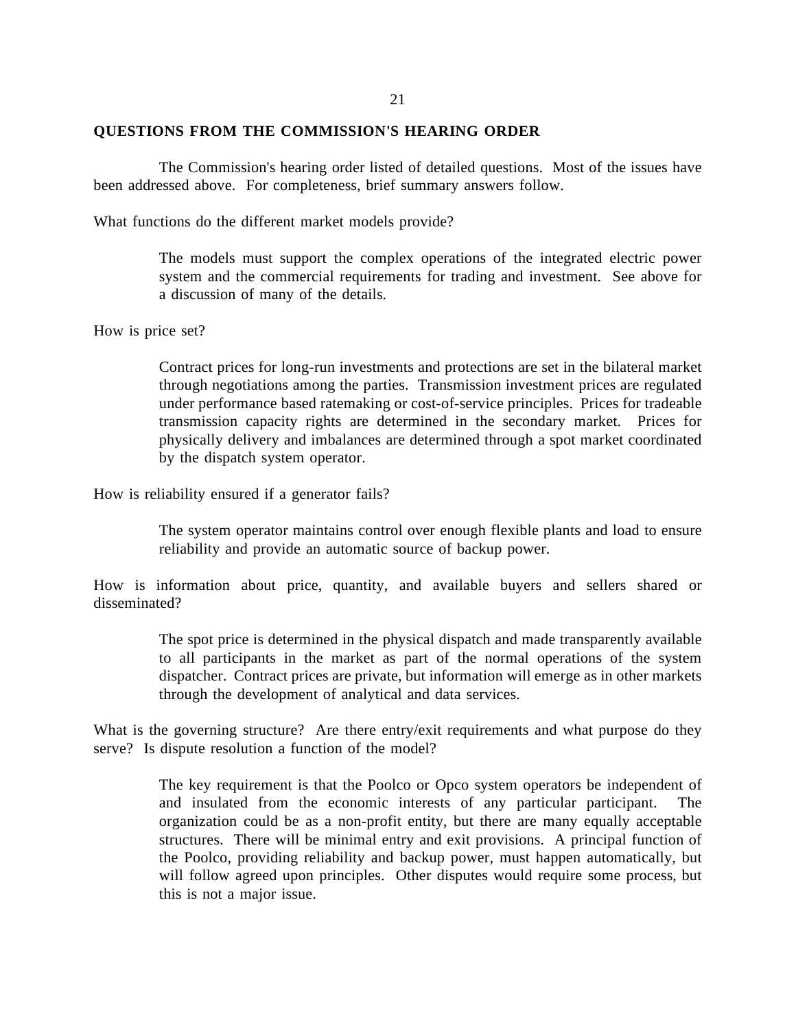**QUESTIONS FROM THE COMMISSION'S HEARING ORDER**

The Commission's hearing order listed of detailed questions. Most of the issues have been addressed above. For completeness, brief summary answers follow.

What functions do the different market models provide?

> The models must support the complex operations of the integrated electric power system and the commercial requirements for trading and investment. See above for a discussion of many of the details.

How is price set?

> Contract prices for long-run investments and protections are set in the bilateral market through negotiations among the parties. Transmission investment prices are regulated under performance based ratemaking or cost-of-service principles. Prices for tradeable transmission capacity rights are determined in the secondary market. Prices for physically delivery and imbalances are determined through a spot market coordinated by the dispatch system operator.

How is reliability ensured if a generator fails?

> The system operator maintains control over enough flexible plants and load to ensure reliability and provide an automatic source of backup power.

How is information about price, quantity, and available buyers and sellers shared or disseminated?

> The spot price is determined in the physical dispatch and made transparently available to all participants in the market as part of the normal operations of the system dispatcher. Contract prices are private, but information will emerge as in other markets through the development of analytical and data services.

What is the governing structure? Are there entry/exit requirements and what purpose do they serve? Is dispute resolution a function of the model?

> The key requirement is that the Poolco or Opco system operators be independent of and insulated from the economic interests of any particular participant. The organization could be as a non-profit entity, but there are many equally acceptable structures. There will be minimal entry and exit provisions. A principal function of the Poolco, providing reliability and backup power, must happen automatically, but will follow agreed upon principles. Other disputes would require some process, but this is not a major issue.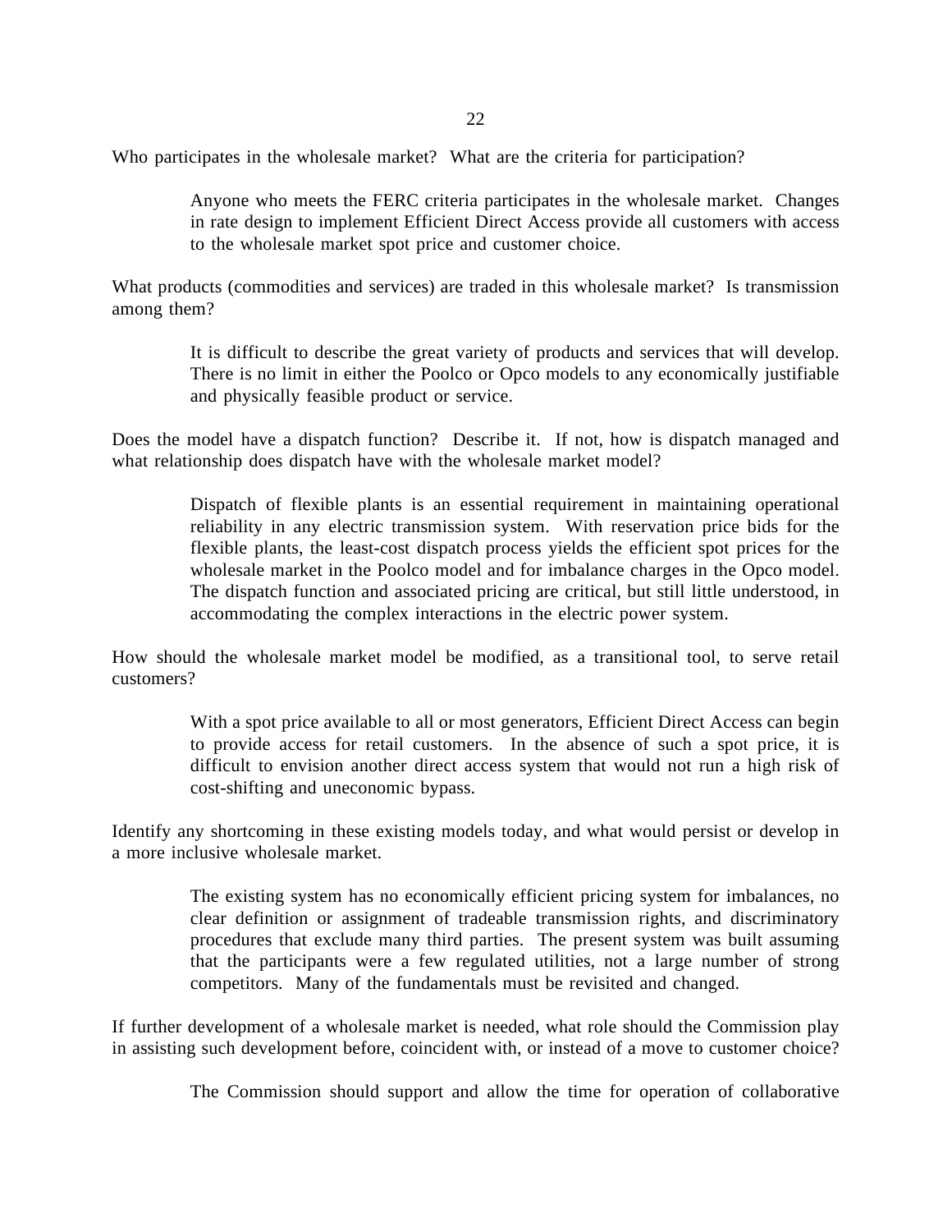Who participates in the wholesale market? What are the criteria for participation?

> Anyone who meets the FERC criteria participates in the wholesale market. Changes in rate design to implement Efficient Direct Access provide all customers with access to the wholesale market spot price and customer choice.

What products (commodities and services) are traded in this wholesale market? Is transmission among them?

> It is difficult to describe the great variety of products and services that will develop. There is no limit in either the Poolco or Opco models to any economically justifiable and physically feasible product or service.

Does the model have a dispatch function? Describe it. If not, how is dispatch managed and what relationship does dispatch have with the wholesale market model?

> Dispatch of flexible plants is an essential requirement in maintaining operational reliability in any electric transmission system. With reservation price bids for the flexible plants, the least-cost dispatch process yields the efficient spot prices for the wholesale market in the Poolco model and for imbalance charges in the Opco model. The dispatch function and associated pricing are critical, but still little understood, in accommodating the complex interactions in the electric power system.

How should the wholesale market model be modified, as a transitional tool, to serve retail customers?

> With a spot price available to all or most generators, Efficient Direct Access can begin to provide access for retail customers. In the absence of such a spot price, it is difficult to envision another direct access system that would not run a high risk of cost-shifting and uneconomic bypass.

Identify any shortcoming in these existing models today, and what would persist or develop in a more inclusive wholesale market.

> The existing system has no economically efficient pricing system for imbalances, no clear definition or assignment of tradeable transmission rights, and discriminatory procedures that exclude many third parties. The present system was built assuming that the participants were a few regulated utilities, not a large number of strong competitors. Many of the fundamentals must be revisited and changed.

If further development of a wholesale market is needed, what role should the Commission play in assisting such development before, coincident with, or instead of a move to customer choice?

> The Commission should support and allow the time for operation of collaborative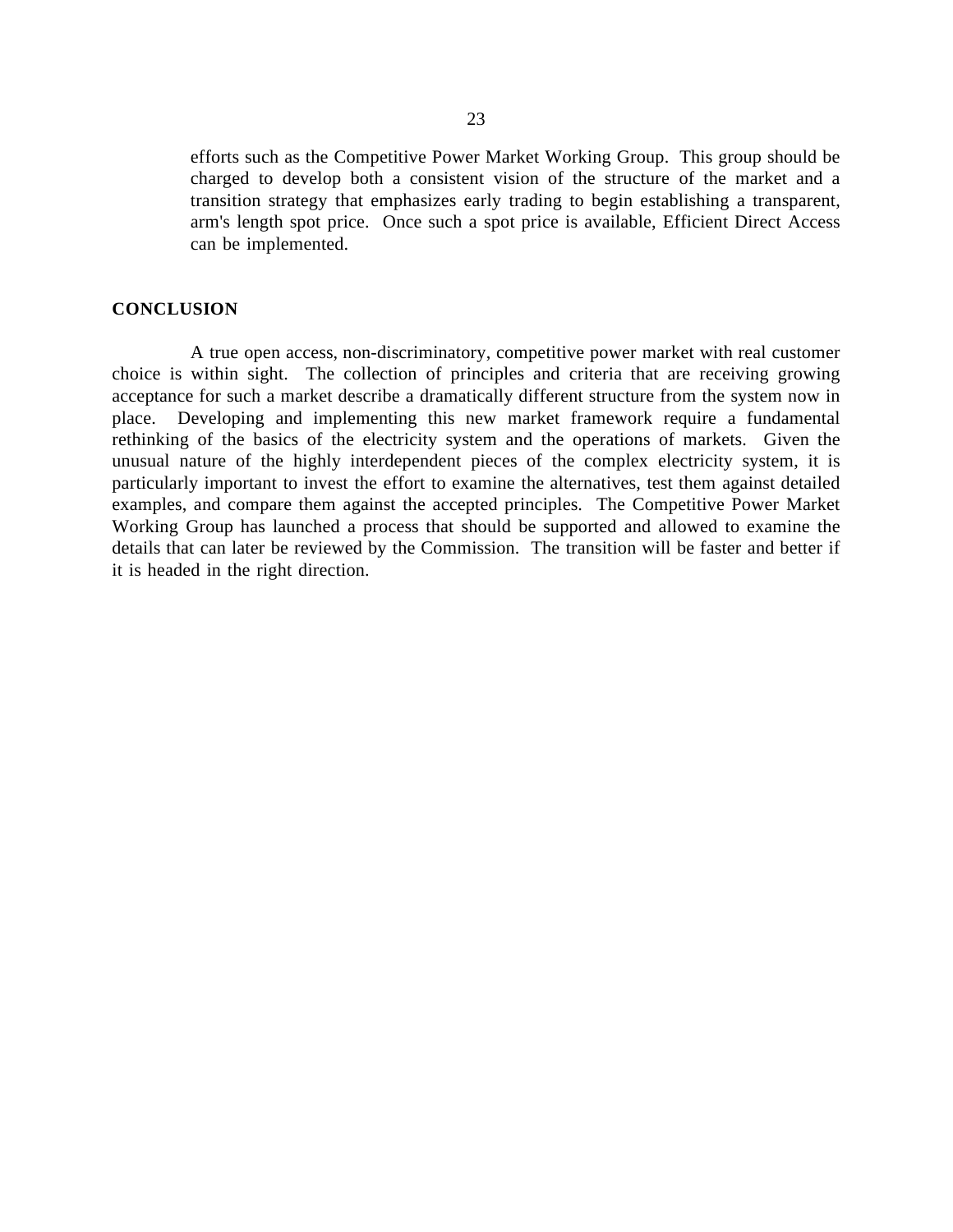efforts such as the Competitive Power Market Working Group. This group should be charged to develop both a consistent vision of the structure of the market and a transition strategy that emphasizes early trading to begin establishing a transparent, arm's length spot price. Once such a spot price is available, Efficient Direct Access can be implemented.

## CONCLUSION

A true open access, non-discriminatory, competitive power market with real customer choice is within sight. The collection of principles and criteria that are receiving growing acceptance for such a market describe a dramatically different structure from the system now in place. Developing and implementing this new market framework require a fundamental rethinking of the basics of the electricity system and the operations of markets. Given the unusual nature of the highly interdependent pieces of the complex electricity system, it is particularly important to invest the effort to examine the alternatives, test them against detailed examples, and compare them against the accepted principles. The Competitive Power Market Working Group has launched a process that should be supported and allowed to examine the details that can later be reviewed by the Commission. The transition will be faster and better if it is headed in the right direction.